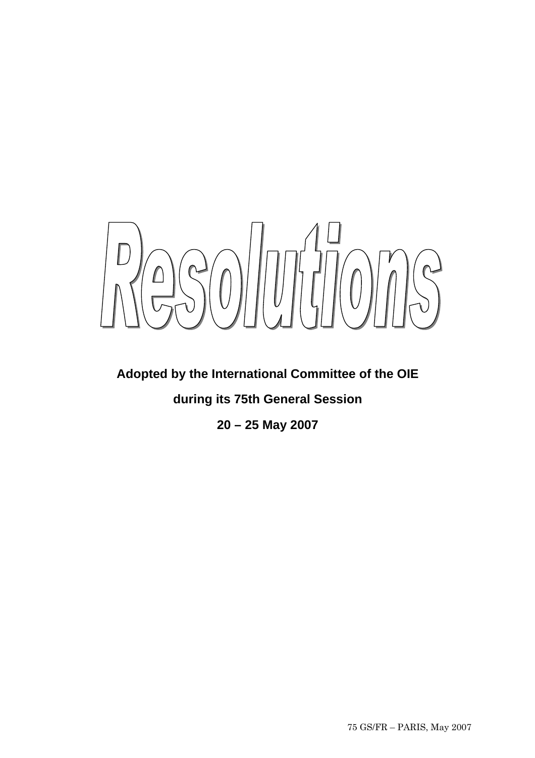# Resolutions

**Adopted by the International Committee of the OIE**

**during its 75th General Session**

**20 – 25 May 2007**

75 GS/FR – PARIS, May 2007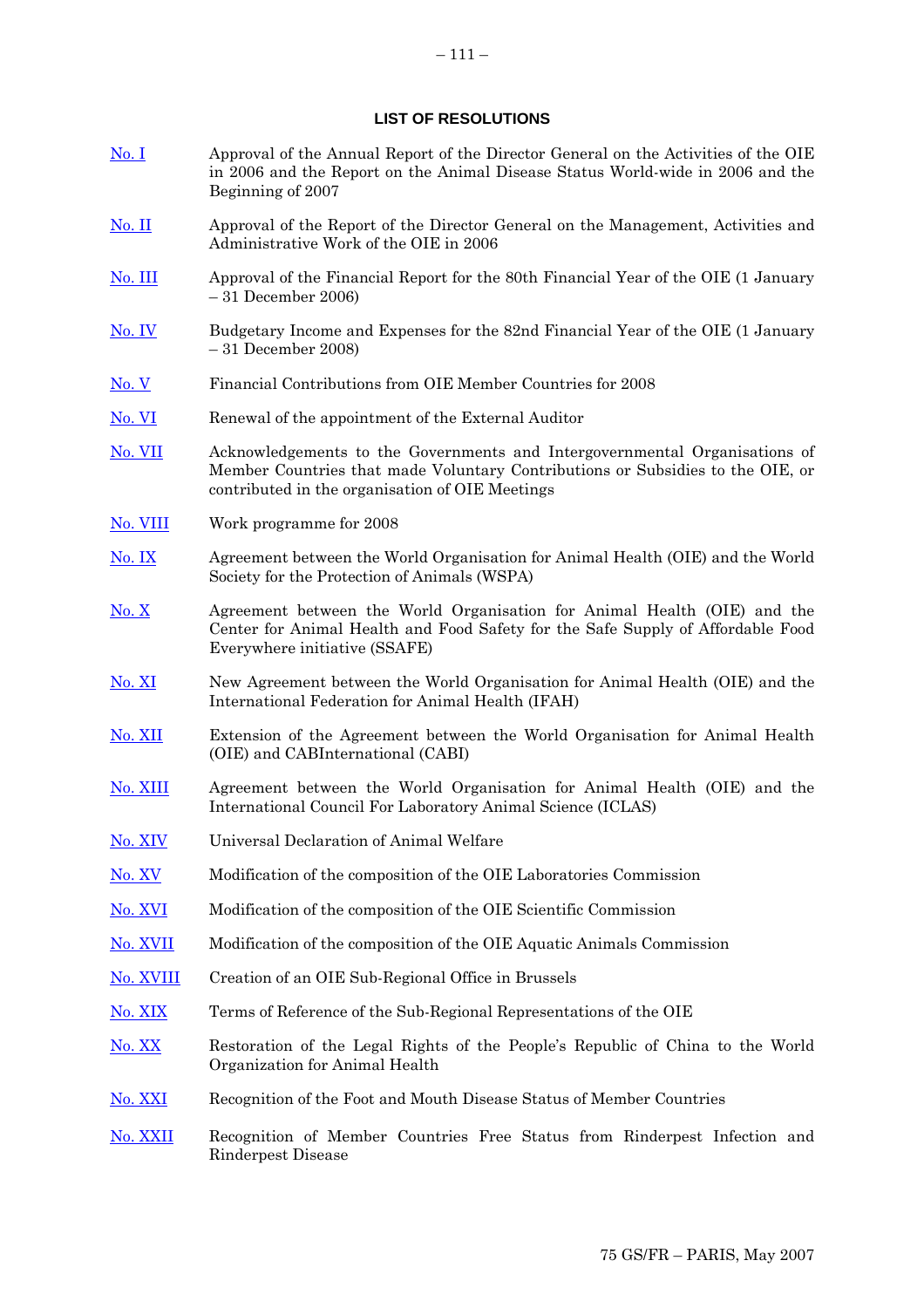## LIST OF RESOLUTIONS

| | |
|---|---|
| No. I | Approval of the Annual Report of the Director General on the Activities of the OIE in 2006 and the Report on the Animal Disease Status World-wide in 2006 and the Beginning of 2007 |
| No. II | Approval of the Report of the Director General on the Management, Activities and Administrative Work of the OIE in 2006 |
| No. III | Approval of the Financial Report for the 80th Financial Year of the OIE (1 January – 31 December 2006) |
| No. IV | Budgetary Income and Expenses for the 82nd Financial Year of the OIE (1 January – 31 December 2008) |
| No. V | Financial Contributions from OIE Member Countries for 2008 |
| No. VI | Renewal of the appointment of the External Auditor |
| No. VII | Acknowledgements to the Governments and Intergovernmental Organisations of Member Countries that made Voluntary Contributions or Subsidies to the OIE, or contributed in the organisation of OIE Meetings |
| No. VIII | Work programme for 2008 |
| No. IX | Agreement between the World Organisation for Animal Health (OIE) and the World Society for the Protection of Animals (WSPA) |
| No. X | Agreement between the World Organisation for Animal Health (OIE) and the Center for Animal Health and Food Safety for the Safe Supply of Affordable Food Everywhere initiative (SSAFE) |
| No. XI | New Agreement between the World Organisation for Animal Health (OIE) and the International Federation for Animal Health (IFAH) |
| No. XII | Extension of the Agreement between the World Organisation for Animal Health (OIE) and CABInternational (CABI) |
| No. XIII | Agreement between the World Organisation for Animal Health (OIE) and the International Council For Laboratory Animal Science (ICLAS) |
| No. XIV | Universal Declaration of Animal Welfare |
| No. XV | Modification of the composition of the OIE Laboratories Commission |
| No. XVI | Modification of the composition of the OIE Scientific Commission |
| No. XVII | Modification of the composition of the OIE Aquatic Animals Commission |
| No. XVIII | Creation of an OIE Sub-Regional Office in Brussels |
| No. XIX | Terms of Reference of the Sub-Regional Representations of the OIE |
| No. XX | Restoration of the Legal Rights of the People's Republic of China to the World Organization for Animal Health |
| No. XXI | Recognition of the Foot and Mouth Disease Status of Member Countries |
| No. XXII | Recognition of Member Countries Free Status from Rinderpest Infection and Rinderpest Disease |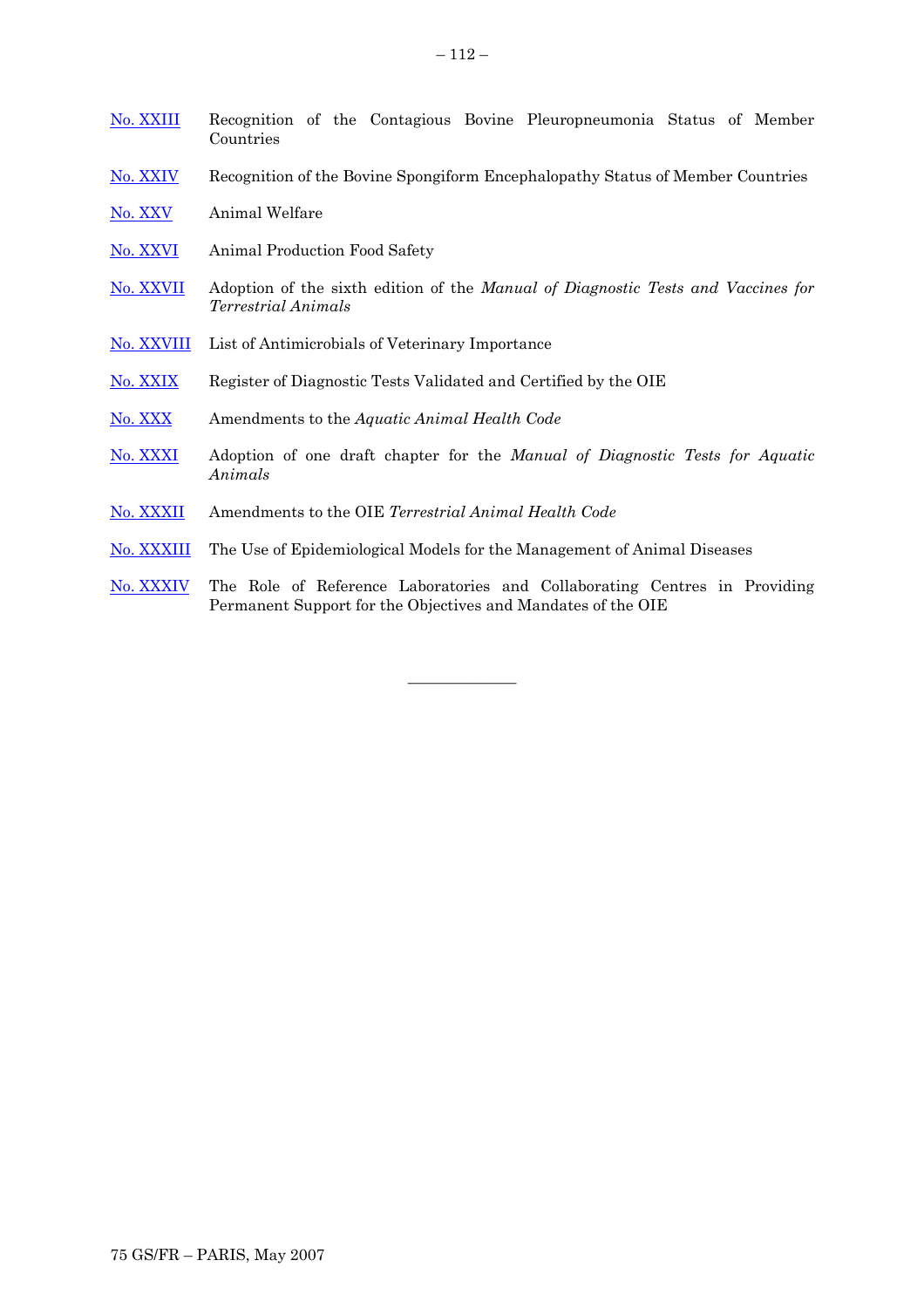| | |
|---|---|
| No. XXIII | Recognition of the Contagious Bovine Pleuropneumonia Status of Member Countries |
| No. XXIV | Recognition of the Bovine Spongiform Encephalopathy Status of Member Countries |
| No. XXV | Animal Welfare |
| No. XXVI | Animal Production Food Safety |
| No. XXVII | Adoption of the sixth edition of the *Manual of Diagnostic Tests and Vaccines for Terrestrial Animals* |
| No. XXVIII | List of Antimicrobials of Veterinary Importance |
| No. XXIX | Register of Diagnostic Tests Validated and Certified by the OIE |
| No. XXX | Amendments to the *Aquatic Animal Health Code* |
| No. XXXI | Adoption of one draft chapter for the *Manual of Diagnostic Tests for Aquatic Animals* |
| No. XXXII | Amendments to the OIE *Terrestrial Animal Health Code* |
| No. XXXIII | The Use of Epidemiological Models for the Management of Animal Diseases |
| No. XXXIV | The Role of Reference Laboratories and Collaborating Centres in Providing Permanent Support for the Objectives and Mandates of the OIE |

---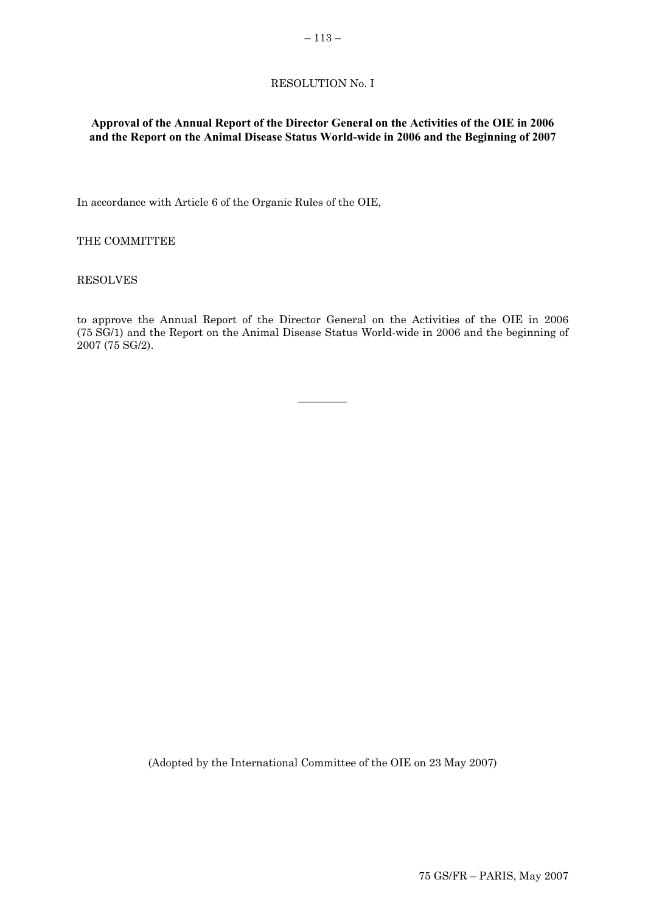RESOLUTION No. I

**Approval of the Annual Report of the Director General on the Activities of the OIE in 2006 and the Report on the Animal Disease Status World-wide in 2006 and the Beginning of 2007**

In accordance with Article 6 of the Organic Rules of the OIE,

THE COMMITTEE

RESOLVES

to approve the Annual Report of the Director General on the Activities of the OIE in 2006 (75 SG/1) and the Report on the Animal Disease Status World-wide in 2006 and the beginning of 2007 (75 SG/2).

---

(Adopted by the International Committee of the OIE on 23 May 2007)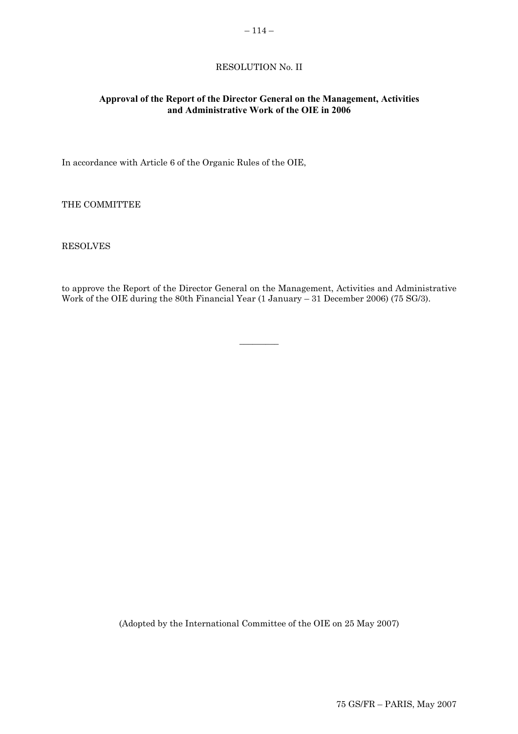RESOLUTION No. II

**Approval of the Report of the Director General on the Management, Activities and Administrative Work of the OIE in 2006**

In accordance with Article 6 of the Organic Rules of the OIE,

THE COMMITTEE

RESOLVES

to approve the Report of the Director General on the Management, Activities and Administrative Work of the OIE during the 80th Financial Year (1 January – 31 December 2006) (75 SG/3).

---

(Adopted by the International Committee of the OIE on 25 May 2007)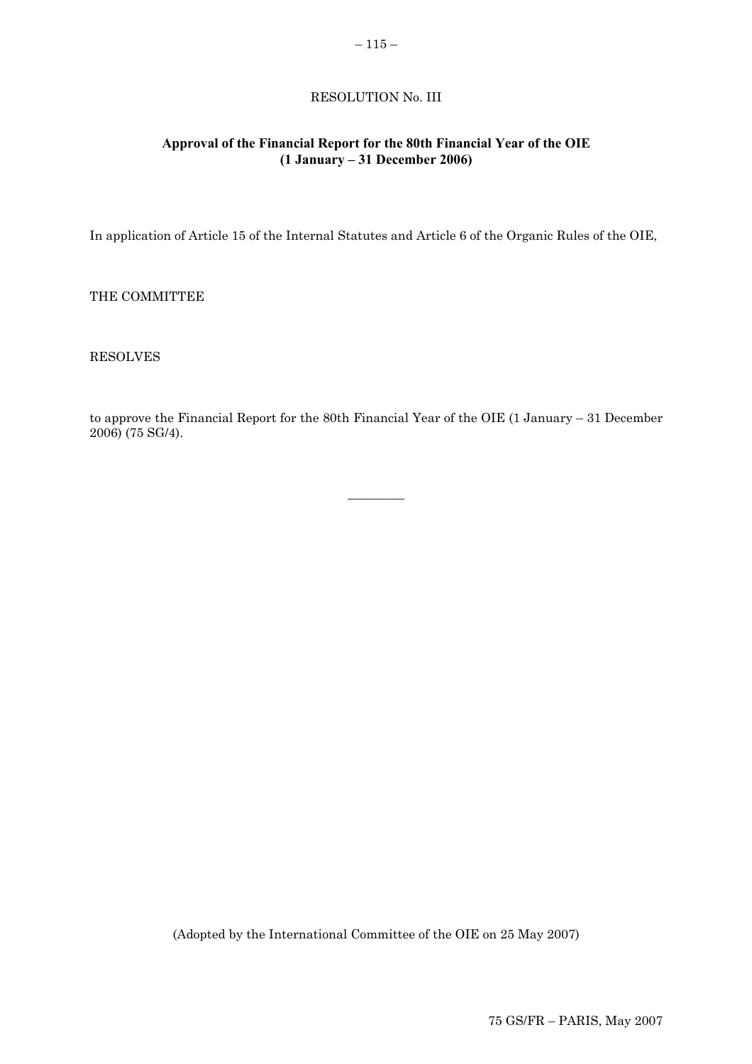# RESOLUTION No. III

## Approval of the Financial Report for the 80th Financial Year of the OIE (1 January – 31 December 2006)

In application of Article 15 of the Internal Statutes and Article 6 of the Organic Rules of the OIE,

THE COMMITTEE

RESOLVES

to approve the Financial Report for the 80th Financial Year of the OIE (1 January – 31 December 2006) (75 SG/4).

---

(Adopted by the International Committee of the OIE on 25 May 2007)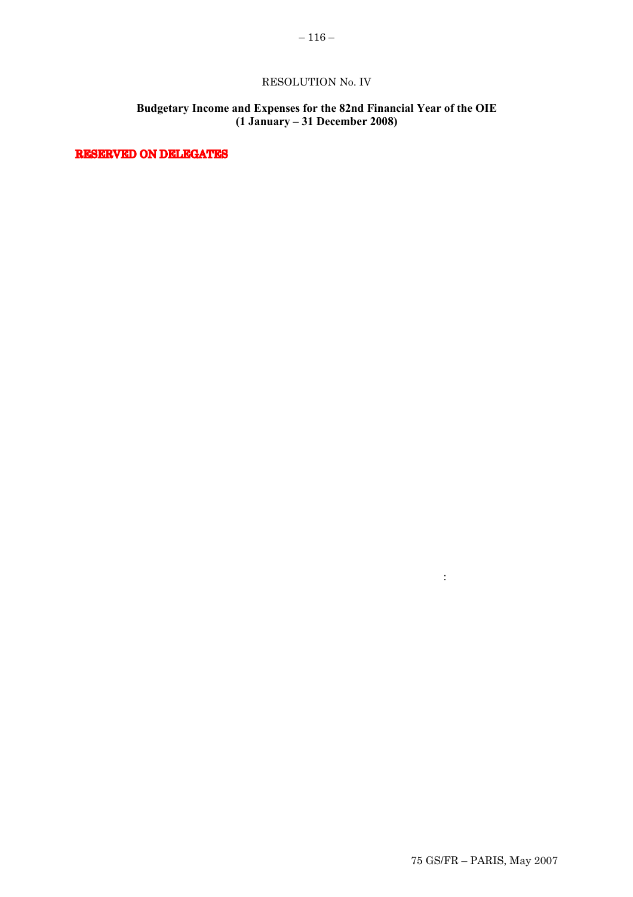RESOLUTION No. IV

**Budgetary Income and Expenses for the 82nd Financial Year of the OIE (1 January – 31 December 2008)**

**RESERVED ON DELEGATES**

: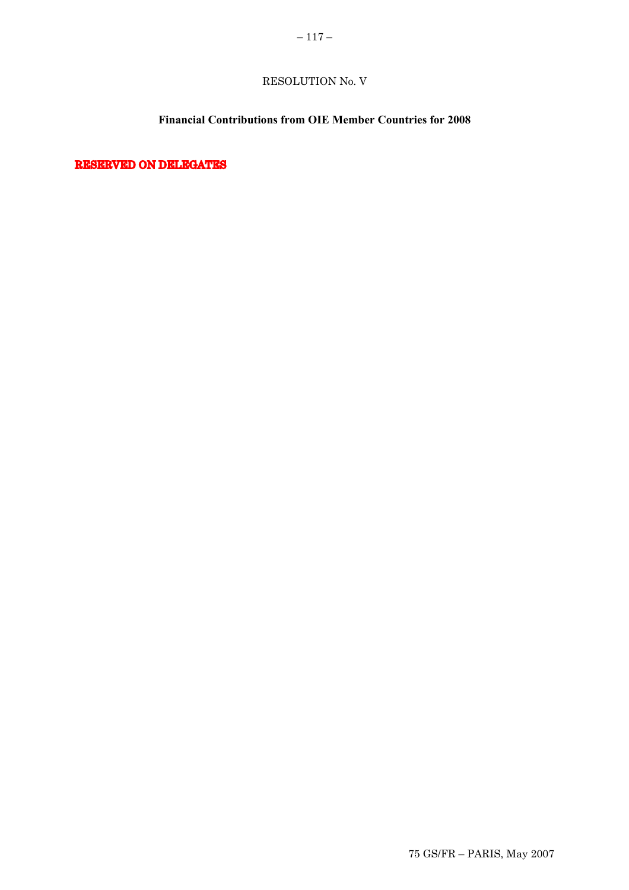RESOLUTION No. V

**Financial Contributions from OIE Member Countries for 2008**

**RESERVED ON DELEGATES**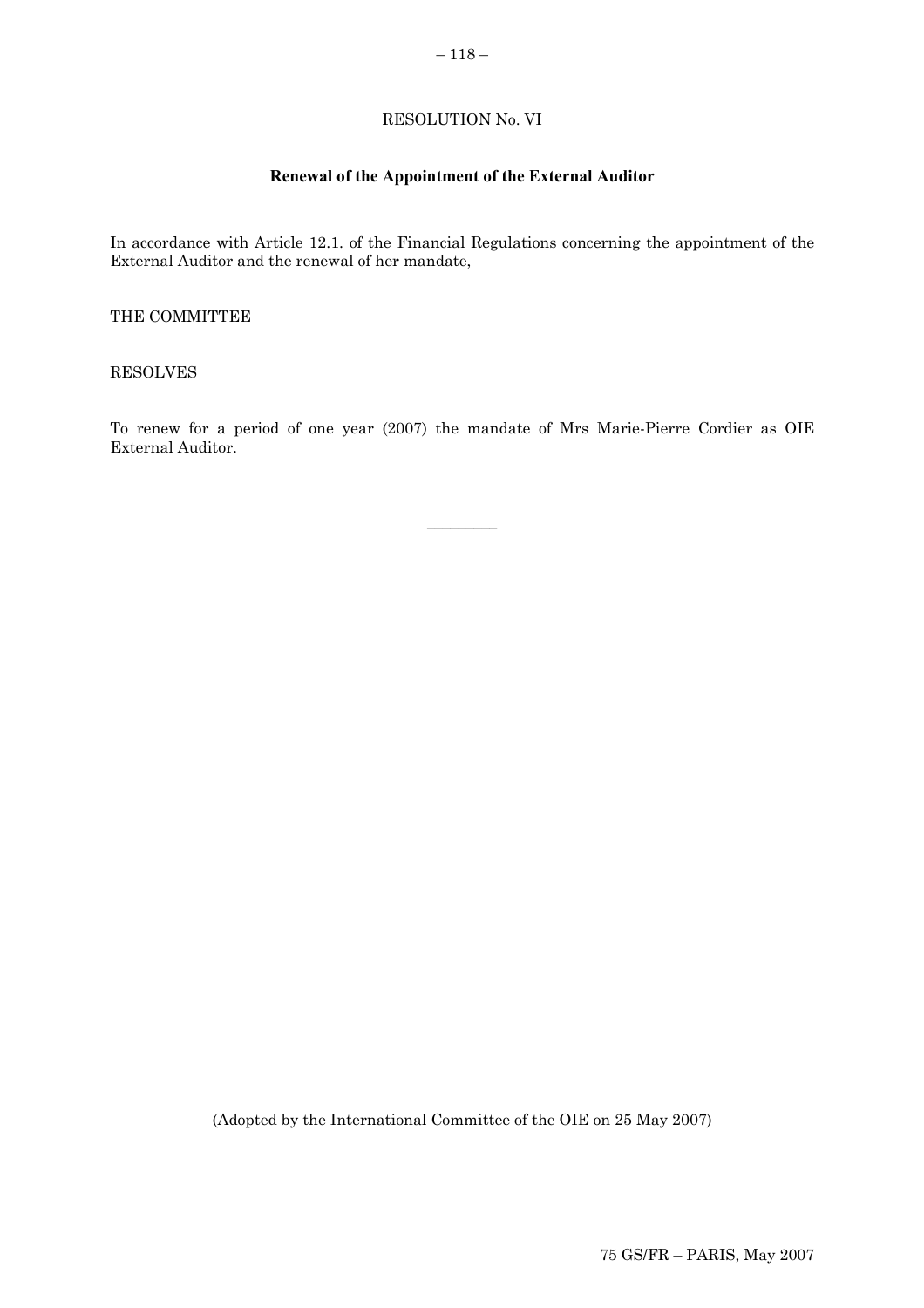RESOLUTION No. VI

## Renewal of the Appointment of the External Auditor

In accordance with Article 12.1. of the Financial Regulations concerning the appointment of the External Auditor and the renewal of her mandate,

THE COMMITTEE

RESOLVES

To renew for a period of one year (2007) the mandate of Mrs Marie-Pierre Cordier as OIE External Auditor.

---

(Adopted by the International Committee of the OIE on 25 May 2007)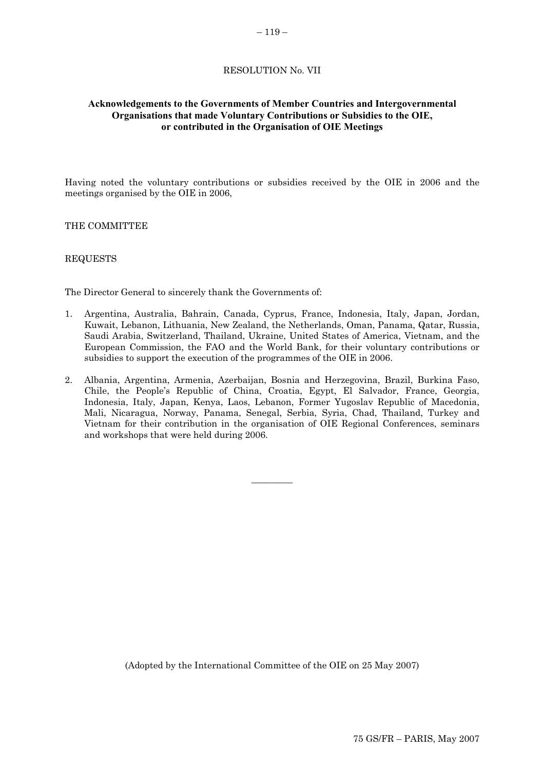## RESOLUTION No. VII

### Acknowledgements to the Governments of Member Countries and Intergovernmental Organisations that made Voluntary Contributions or Subsidies to the OIE, or contributed in the Organisation of OIE Meetings

Having noted the voluntary contributions or subsidies received by the OIE in 2006 and the meetings organised by the OIE in 2006,

THE COMMITTEE

REQUESTS

The Director General to sincerely thank the Governments of:

1. Argentina, Australia, Bahrain, Canada, Cyprus, France, Indonesia, Italy, Japan, Jordan, Kuwait, Lebanon, Lithuania, New Zealand, the Netherlands, Oman, Panama, Qatar, Russia, Saudi Arabia, Switzerland, Thailand, Ukraine, United States of America, Vietnam, and the European Commission, the FAO and the World Bank, for their voluntary contributions or subsidies to support the execution of the programmes of the OIE in 2006.

2. Albania, Argentina, Armenia, Azerbaijan, Bosnia and Herzegovina, Brazil, Burkina Faso, Chile, the People's Republic of China, Croatia, Egypt, El Salvador, France, Georgia, Indonesia, Italy, Japan, Kenya, Laos, Lebanon, Former Yugoslav Republic of Macedonia, Mali, Nicaragua, Norway, Panama, Senegal, Serbia, Syria, Chad, Thailand, Turkey and Vietnam for their contribution in the organisation of OIE Regional Conferences, seminars and workshops that were held during 2006.

---

(Adopted by the International Committee of the OIE on 25 May 2007)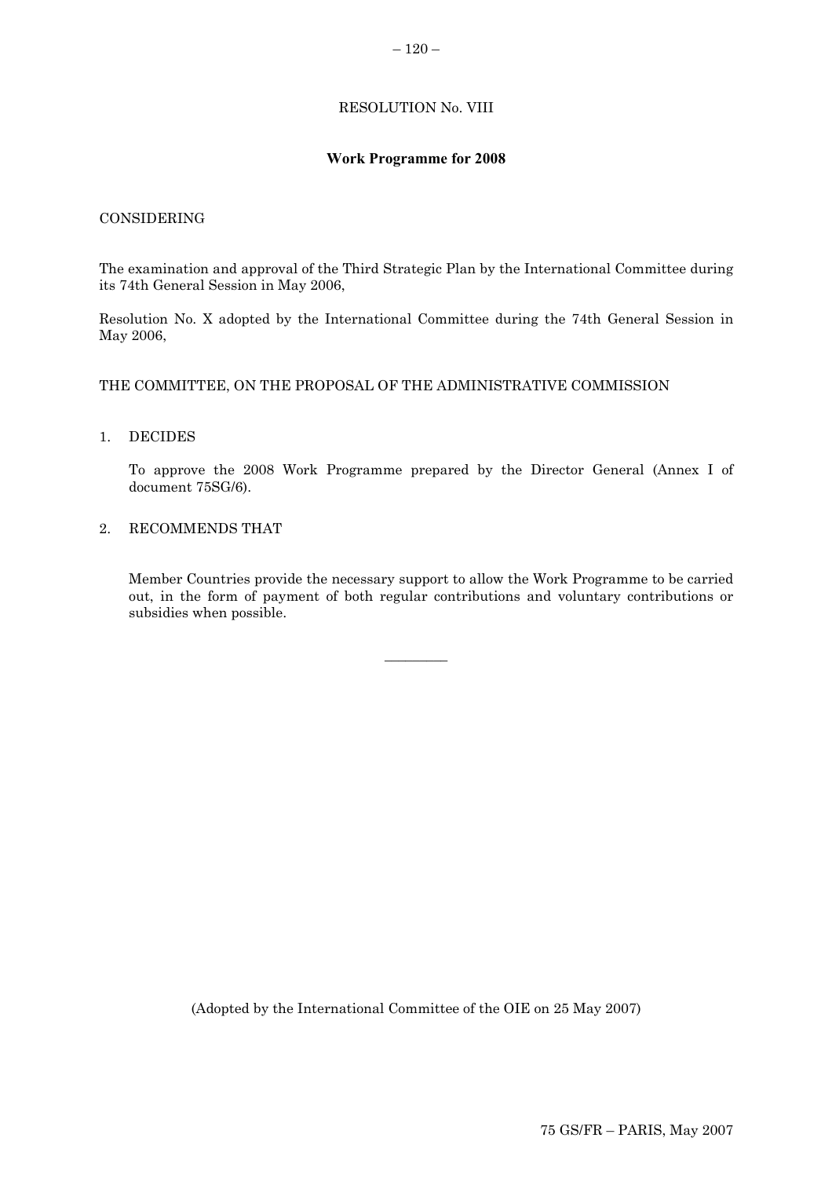RESOLUTION No. VIII

**Work Programme for 2008**

CONSIDERING

The examination and approval of the Third Strategic Plan by the International Committee during its 74th General Session in May 2006,

Resolution No. X adopted by the International Committee during the 74th General Session in May 2006,

THE COMMITTEE, ON THE PROPOSAL OF THE ADMINISTRATIVE COMMISSION

1. DECIDES

   To approve the 2008 Work Programme prepared by the Director General (Annex I of document 75SG/6).

2. RECOMMENDS THAT

   Member Countries provide the necessary support to allow the Work Programme to be carried out, in the form of payment of both regular contributions and voluntary contributions or subsidies when possible.

---

(Adopted by the International Committee of the OIE on 25 May 2007)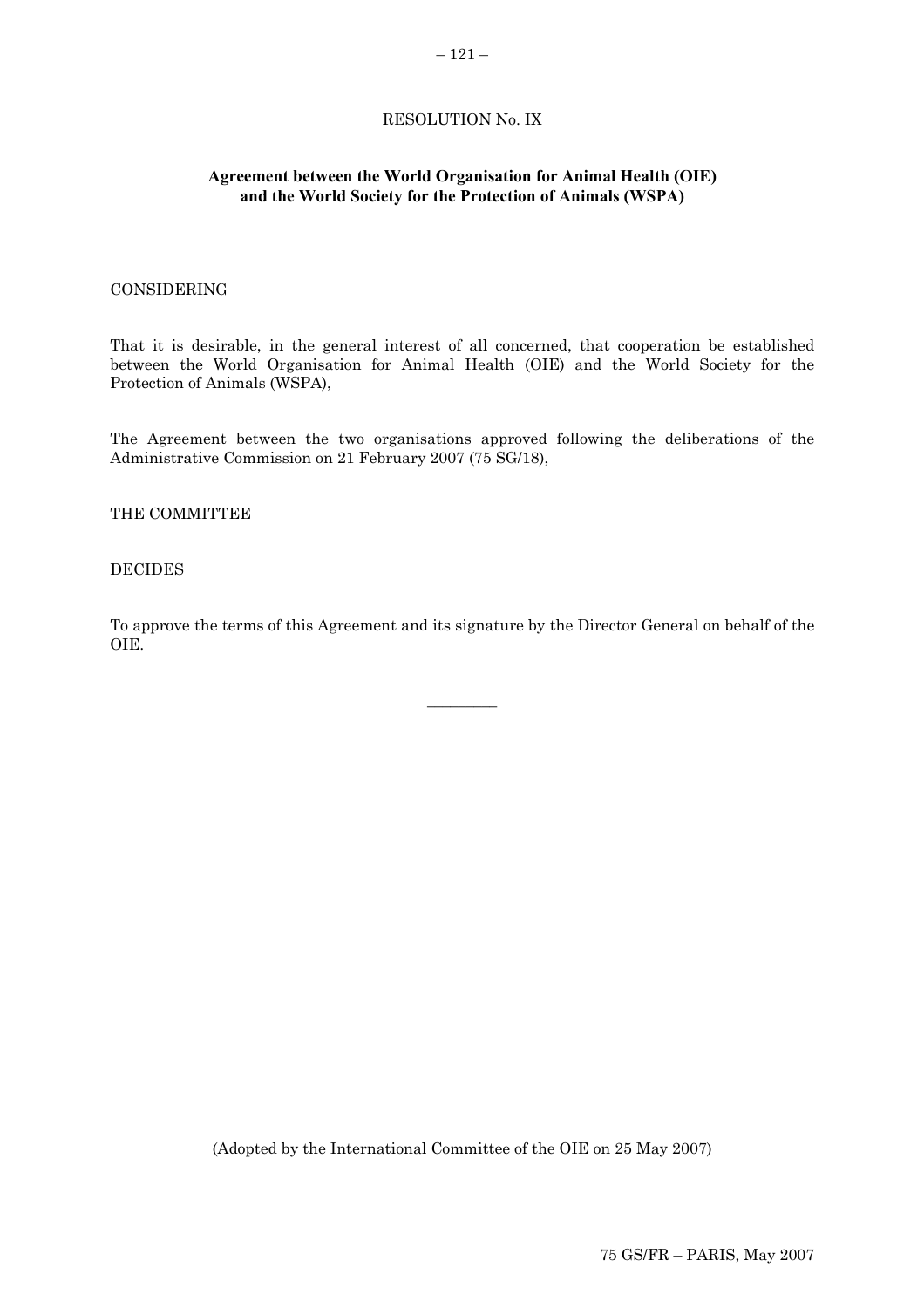RESOLUTION No. IX

## Agreement between the World Organisation for Animal Health (OIE) and the World Society for the Protection of Animals (WSPA)

CONSIDERING

That it is desirable, in the general interest of all concerned, that cooperation be established between the World Organisation for Animal Health (OIE) and the World Society for the Protection of Animals (WSPA),

The Agreement between the two organisations approved following the deliberations of the Administrative Commission on 21 February 2007 (75 SG/18),

THE COMMITTEE

DECIDES

To approve the terms of this Agreement and its signature by the Director General on behalf of the OIE.

---

(Adopted by the International Committee of the OIE on 25 May 2007)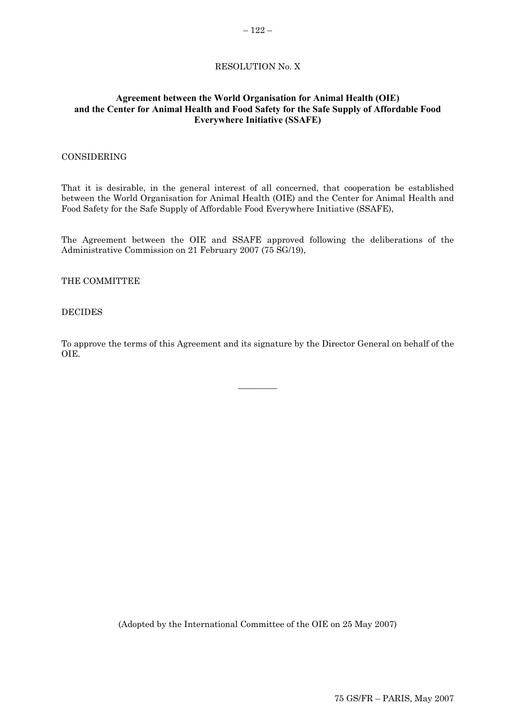RESOLUTION No. X

**Agreement between the World Organisation for Animal Health (OIE) and the Center for Animal Health and Food Safety for the Safe Supply of Affordable Food Everywhere Initiative (SSAFE)**

CONSIDERING

That it is desirable, in the general interest of all concerned, that cooperation be established between the World Organisation for Animal Health (OIE) and the Center for Animal Health and Food Safety for the Safe Supply of Affordable Food Everywhere Initiative (SSAFE),

The Agreement between the OIE and SSAFE approved following the deliberations of the Administrative Commission on 21 February 2007 (75 SG/19),

THE COMMITTEE

DECIDES

To approve the terms of this Agreement and its signature by the Director General on behalf of the OIE.

---

(Adopted by the International Committee of the OIE on 25 May 2007)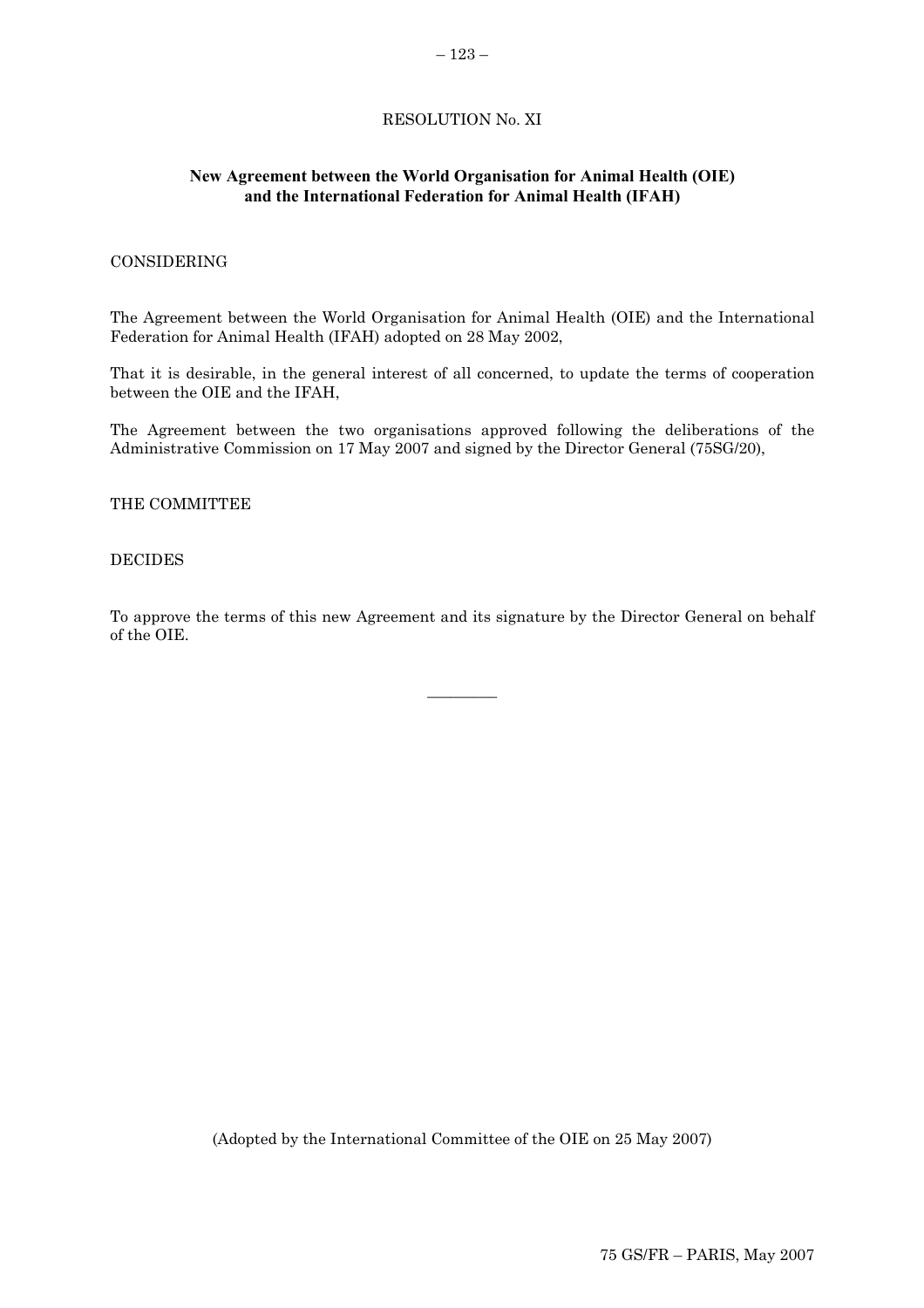RESOLUTION No. XI

**New Agreement between the World Organisation for Animal Health (OIE) and the International Federation for Animal Health (IFAH)**

CONSIDERING

The Agreement between the World Organisation for Animal Health (OIE) and the International Federation for Animal Health (IFAH) adopted on 28 May 2002,

That it is desirable, in the general interest of all concerned, to update the terms of cooperation between the OIE and the IFAH,

The Agreement between the two organisations approved following the deliberations of the Administrative Commission on 17 May 2007 and signed by the Director General (75SG/20),

THE COMMITTEE

DECIDES

To approve the terms of this new Agreement and its signature by the Director General on behalf of the OIE.

---

(Adopted by the International Committee of the OIE on 25 May 2007)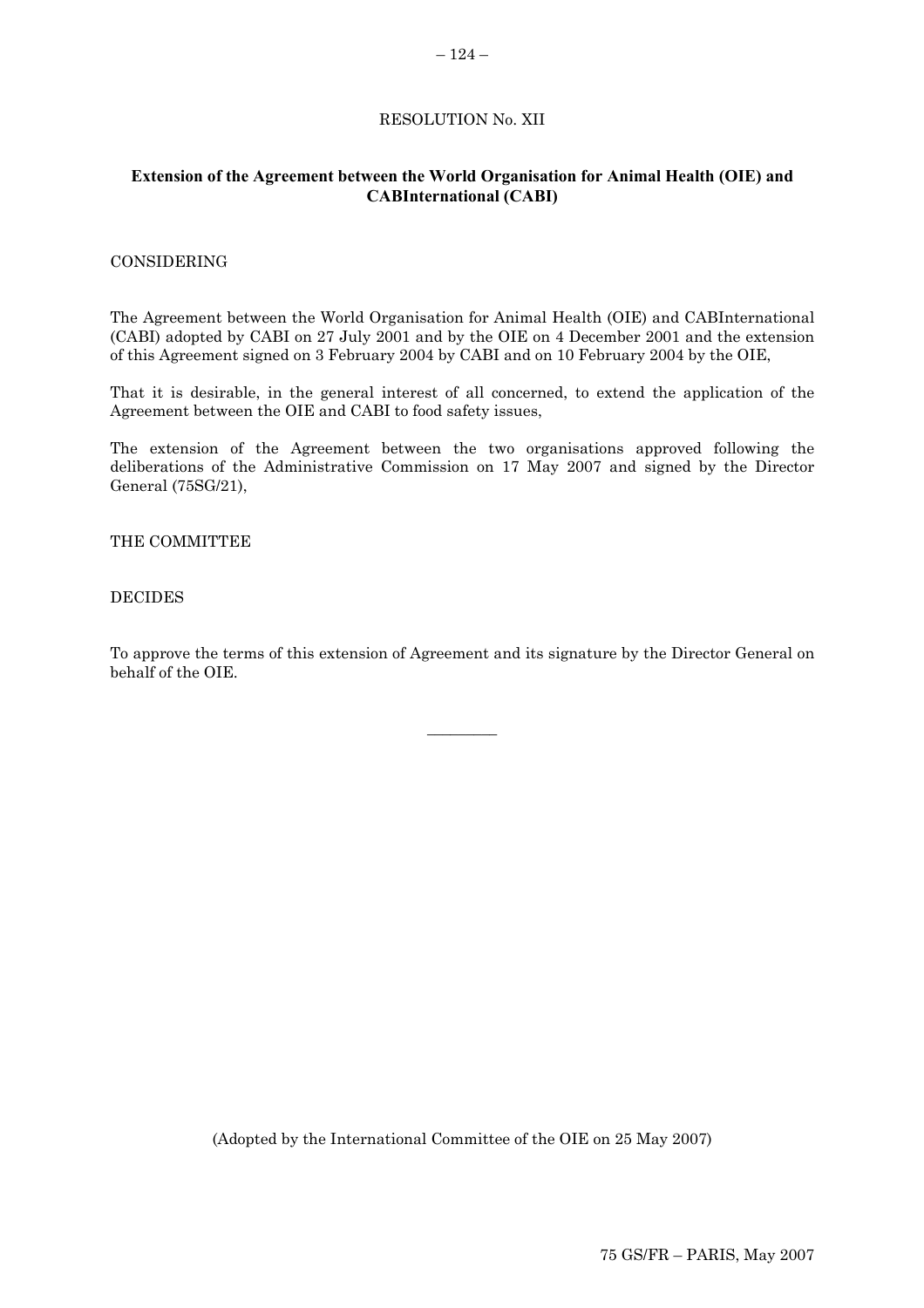RESOLUTION No. XII

**Extension of the Agreement between the World Organisation for Animal Health (OIE) and CABInternational (CABI)**

CONSIDERING

The Agreement between the World Organisation for Animal Health (OIE) and CABInternational (CABI) adopted by CABI on 27 July 2001 and by the OIE on 4 December 2001 and the extension of this Agreement signed on 3 February 2004 by CABI and on 10 February 2004 by the OIE,

That it is desirable, in the general interest of all concerned, to extend the application of the Agreement between the OIE and CABI to food safety issues,

The extension of the Agreement between the two organisations approved following the deliberations of the Administrative Commission on 17 May 2007 and signed by the Director General (75SG/21),

THE COMMITTEE

DECIDES

To approve the terms of this extension of Agreement and its signature by the Director General on behalf of the OIE.

---

(Adopted by the International Committee of the OIE on 25 May 2007)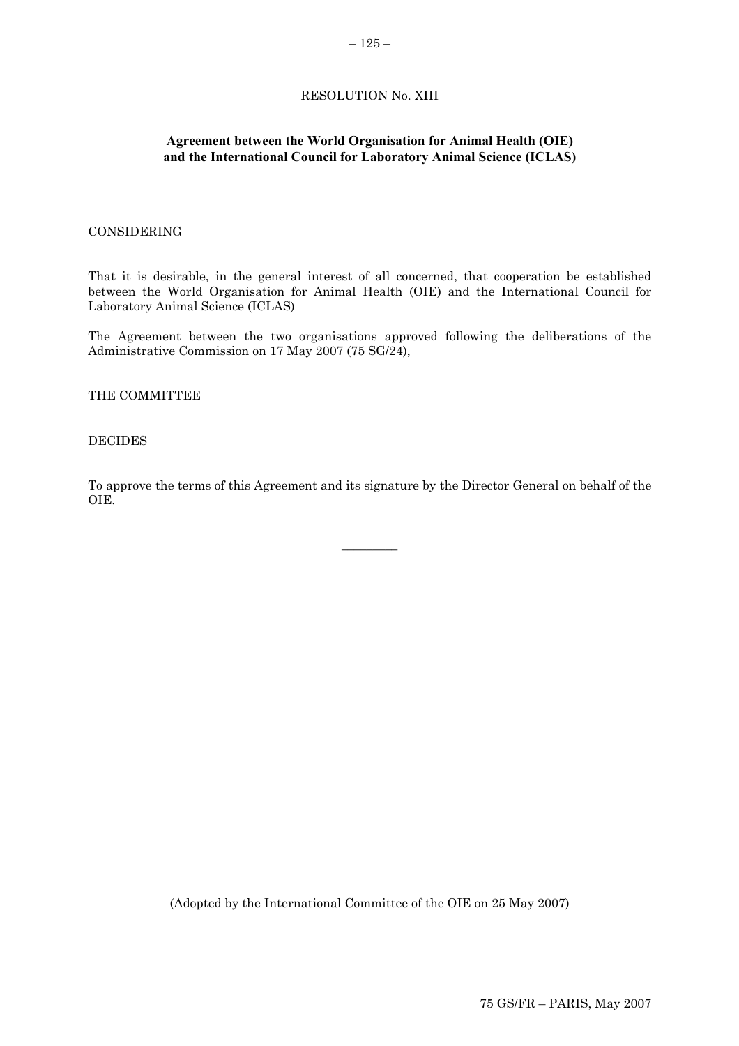RESOLUTION No. XIII

**Agreement between the World Organisation for Animal Health (OIE) and the International Council for Laboratory Animal Science (ICLAS)**

CONSIDERING

That it is desirable, in the general interest of all concerned, that cooperation be established between the World Organisation for Animal Health (OIE) and the International Council for Laboratory Animal Science (ICLAS)

The Agreement between the two organisations approved following the deliberations of the Administrative Commission on 17 May 2007 (75 SG/24),

THE COMMITTEE

DECIDES

To approve the terms of this Agreement and its signature by the Director General on behalf of the OIE.

---

(Adopted by the International Committee of the OIE on 25 May 2007)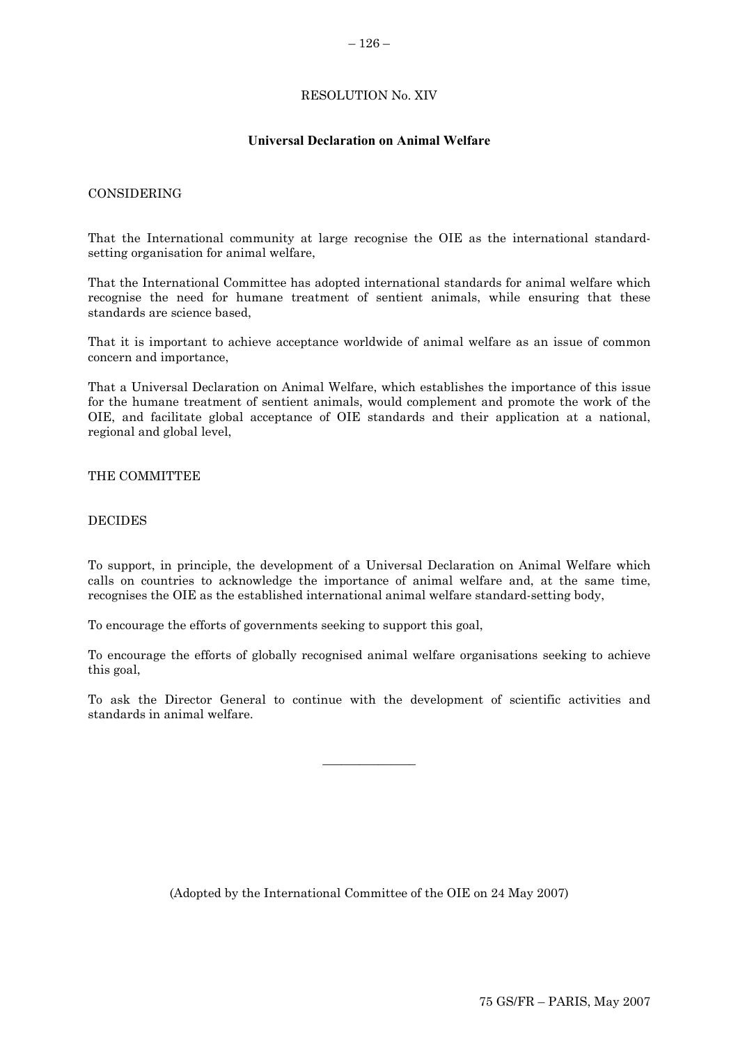RESOLUTION No. XIV

**Universal Declaration on Animal Welfare**

CONSIDERING

That the International community at large recognise the OIE as the international standard-setting organisation for animal welfare,

That the International Committee has adopted international standards for animal welfare which recognise the need for humane treatment of sentient animals, while ensuring that these standards are science based,

That it is important to achieve acceptance worldwide of animal welfare as an issue of common concern and importance,

That a Universal Declaration on Animal Welfare, which establishes the importance of this issue for the humane treatment of sentient animals, would complement and promote the work of the OIE, and facilitate global acceptance of OIE standards and their application at a national, regional and global level,

THE COMMITTEE

DECIDES

To support, in principle, the development of a Universal Declaration on Animal Welfare which calls on countries to acknowledge the importance of animal welfare and, at the same time, recognises the OIE as the established international animal welfare standard-setting body,

To encourage the efforts of governments seeking to support this goal,

To encourage the efforts of globally recognised animal welfare organisations seeking to achieve this goal,

To ask the Director General to continue with the development of scientific activities and standards in animal welfare.

---

(Adopted by the International Committee of the OIE on 24 May 2007)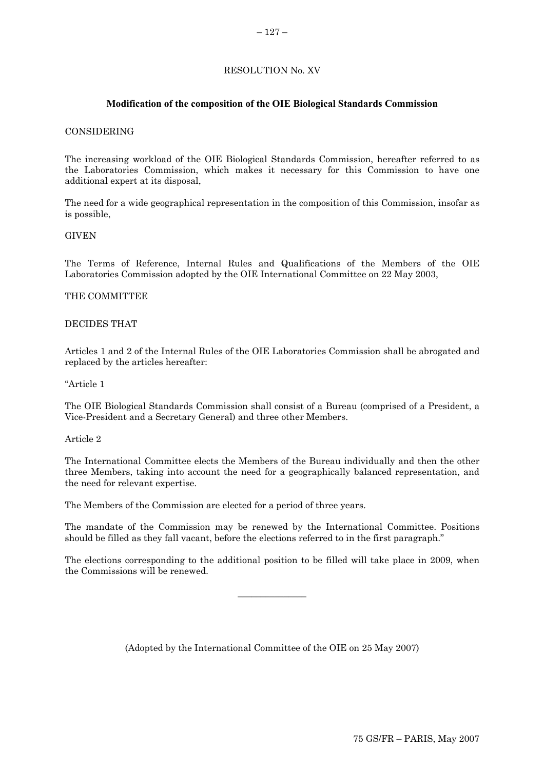RESOLUTION No. XV

**Modification of the composition of the OIE Biological Standards Commission**

CONSIDERING

The increasing workload of the OIE Biological Standards Commission, hereafter referred to as the Laboratories Commission, which makes it necessary for this Commission to have one additional expert at its disposal,

The need for a wide geographical representation in the composition of this Commission, insofar as is possible,

GIVEN

The Terms of Reference, Internal Rules and Qualifications of the Members of the OIE Laboratories Commission adopted by the OIE International Committee on 22 May 2003,

THE COMMITTEE

DECIDES THAT

Articles 1 and 2 of the Internal Rules of the OIE Laboratories Commission shall be abrogated and replaced by the articles hereafter:

"Article 1

The OIE Biological Standards Commission shall consist of a Bureau (comprised of a President, a Vice-President and a Secretary General) and three other Members.

Article 2

The International Committee elects the Members of the Bureau individually and then the other three Members, taking into account the need for a geographically balanced representation, and the need for relevant expertise.

The Members of the Commission are elected for a period of three years.

The mandate of the Commission may be renewed by the International Committee. Positions should be filled as they fall vacant, before the elections referred to in the first paragraph."

The elections corresponding to the additional position to be filled will take place in 2009, when the Commissions will be renewed.

---

(Adopted by the International Committee of the OIE on 25 May 2007)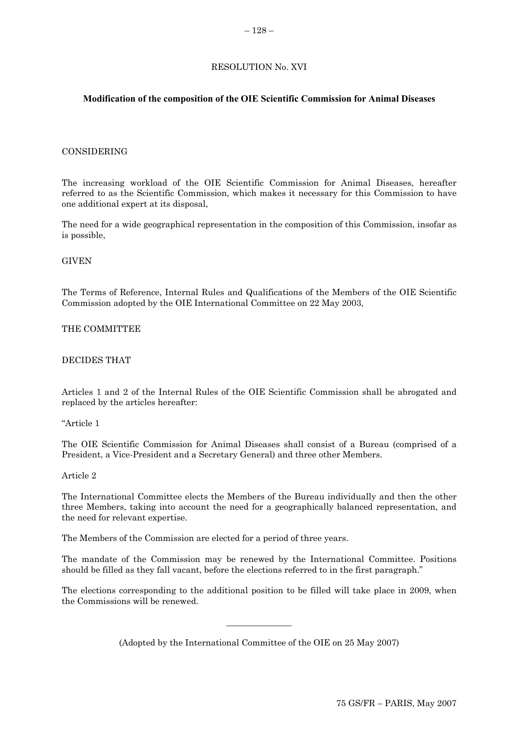# RESOLUTION No. XVI

## Modification of the composition of the OIE Scientific Commission for Animal Diseases

CONSIDERING

The increasing workload of the OIE Scientific Commission for Animal Diseases, hereafter referred to as the Scientific Commission, which makes it necessary for this Commission to have one additional expert at its disposal,

The need for a wide geographical representation in the composition of this Commission, insofar as is possible,

GIVEN

The Terms of Reference, Internal Rules and Qualifications of the Members of the OIE Scientific Commission adopted by the OIE International Committee on 22 May 2003,

THE COMMITTEE

DECIDES THAT

Articles 1 and 2 of the Internal Rules of the OIE Scientific Commission shall be abrogated and replaced by the articles hereafter:

"Article 1

The OIE Scientific Commission for Animal Diseases shall consist of a Bureau (comprised of a President, a Vice-President and a Secretary General) and three other Members.

Article 2

The International Committee elects the Members of the Bureau individually and then the other three Members, taking into account the need for a geographically balanced representation, and the need for relevant expertise.

The Members of the Commission are elected for a period of three years.

The mandate of the Commission may be renewed by the International Committee. Positions should be filled as they fall vacant, before the elections referred to in the first paragraph."

The elections corresponding to the additional position to be filled will take place in 2009, when the Commissions will be renewed.

---

(Adopted by the International Committee of the OIE on 25 May 2007)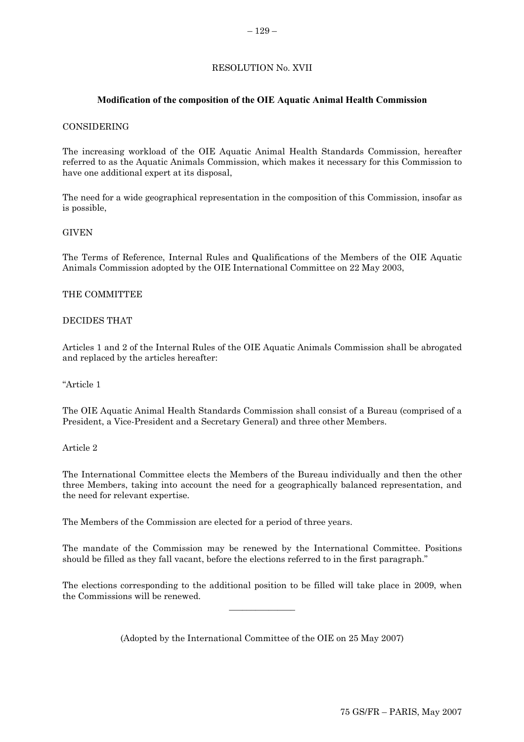RESOLUTION No. XVII

**Modification of the composition of the OIE Aquatic Animal Health Commission**

CONSIDERING

The increasing workload of the OIE Aquatic Animal Health Standards Commission, hereafter referred to as the Aquatic Animals Commission, which makes it necessary for this Commission to have one additional expert at its disposal,

The need for a wide geographical representation in the composition of this Commission, insofar as is possible,

GIVEN

The Terms of Reference, Internal Rules and Qualifications of the Members of the OIE Aquatic Animals Commission adopted by the OIE International Committee on 22 May 2003,

THE COMMITTEE

DECIDES THAT

Articles 1 and 2 of the Internal Rules of the OIE Aquatic Animals Commission shall be abrogated and replaced by the articles hereafter:

"Article 1

The OIE Aquatic Animal Health Standards Commission shall consist of a Bureau (comprised of a President, a Vice-President and a Secretary General) and three other Members.

Article 2

The International Committee elects the Members of the Bureau individually and then the other three Members, taking into account the need for a geographically balanced representation, and the need for relevant expertise.

The Members of the Commission are elected for a period of three years.

The mandate of the Commission may be renewed by the International Committee. Positions should be filled as they fall vacant, before the elections referred to in the first paragraph."

The elections corresponding to the additional position to be filled will take place in 2009, when the Commissions will be renewed.

---

(Adopted by the International Committee of the OIE on 25 May 2007)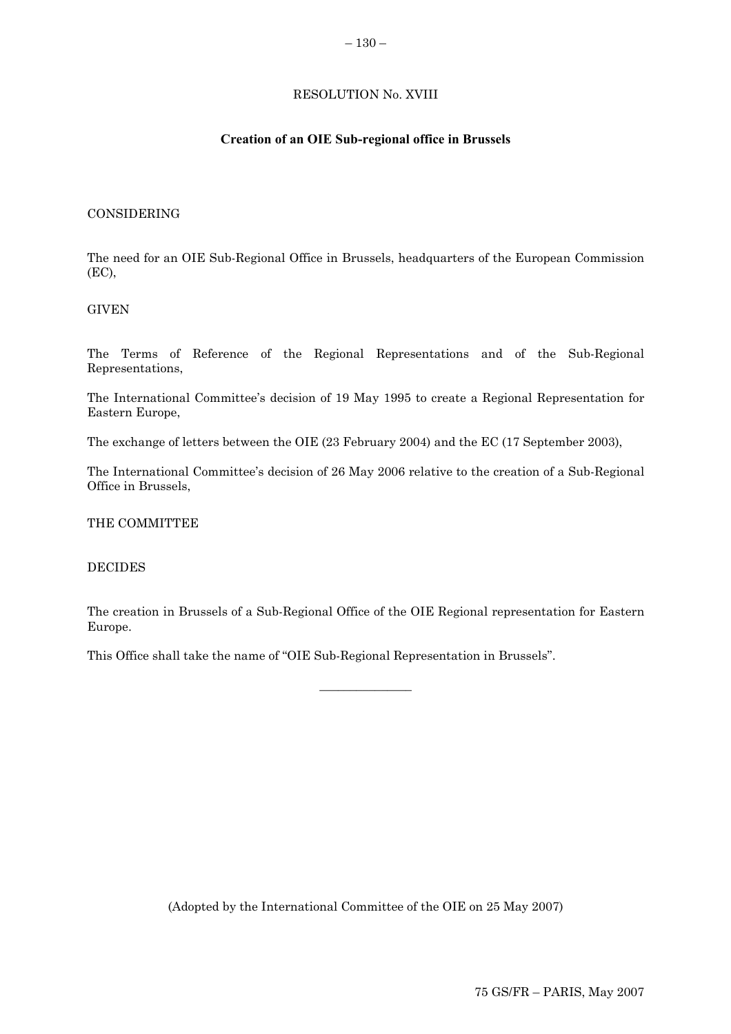RESOLUTION No. XVIII

## Creation of an OIE Sub-regional office in Brussels

CONSIDERING

The need for an OIE Sub-Regional Office in Brussels, headquarters of the European Commission (EC),

GIVEN

The Terms of Reference of the Regional Representations and of the Sub-Regional Representations,

The International Committee's decision of 19 May 1995 to create a Regional Representation for Eastern Europe,

The exchange of letters between the OIE (23 February 2004) and the EC (17 September 2003),

The International Committee's decision of 26 May 2006 relative to the creation of a Sub-Regional Office in Brussels,

THE COMMITTEE

DECIDES

The creation in Brussels of a Sub-Regional Office of the OIE Regional representation for Eastern Europe.

This Office shall take the name of "OIE Sub-Regional Representation in Brussels".

---

(Adopted by the International Committee of the OIE on 25 May 2007)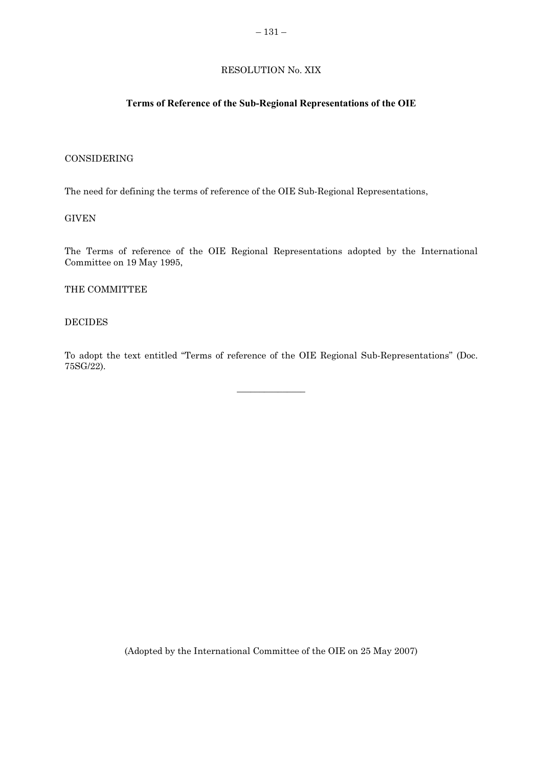RESOLUTION No. XIX

**Terms of Reference of the Sub-Regional Representations of the OIE**

CONSIDERING

The need for defining the terms of reference of the OIE Sub-Regional Representations,

GIVEN

The Terms of reference of the OIE Regional Representations adopted by the International Committee on 19 May 1995,

THE COMMITTEE

DECIDES

To adopt the text entitled "Terms of reference of the OIE Regional Sub-Representations" (Doc. 75SG/22).

---

(Adopted by the International Committee of the OIE on 25 May 2007)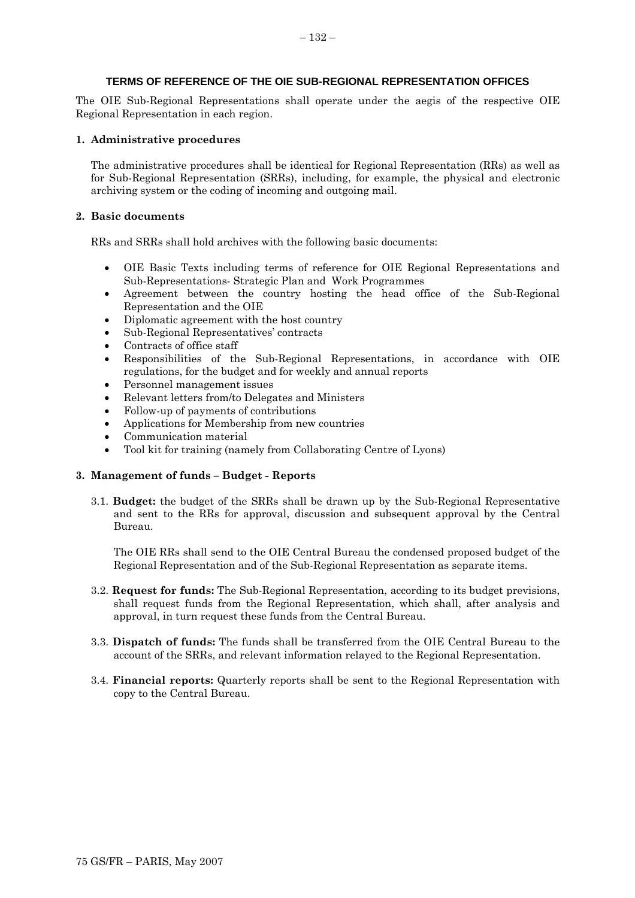## TERMS OF REFERENCE OF THE OIE SUB-REGIONAL REPRESENTATION OFFICES

The OIE Sub-Regional Representations shall operate under the aegis of the respective OIE Regional Representation in each region.

### 1. Administrative procedures

The administrative procedures shall be identical for Regional Representation (RRs) as well as for Sub-Regional Representation (SRRs), including, for example, the physical and electronic archiving system or the coding of incoming and outgoing mail.

### 2. Basic documents

RRs and SRRs shall hold archives with the following basic documents:

- OIE Basic Texts including terms of reference for OIE Regional Representations and Sub-Representations- Strategic Plan and Work Programmes
- Agreement between the country hosting the head office of the Sub-Regional Representation and the OIE
- Diplomatic agreement with the host country
- Sub-Regional Representatives' contracts
- Contracts of office staff
- Responsibilities of the Sub-Regional Representations, in accordance with OIE regulations, for the budget and for weekly and annual reports
- Personnel management issues
- Relevant letters from/to Delegates and Ministers
- Follow-up of payments of contributions
- Applications for Membership from new countries
- Communication material
- Tool kit for training (namely from Collaborating Centre of Lyons)

### 3. Management of funds – Budget - Reports

3.1. **Budget:** the budget of the SRRs shall be drawn up by the Sub-Regional Representative and sent to the RRs for approval, discussion and subsequent approval by the Central Bureau.

The OIE RRs shall send to the OIE Central Bureau the condensed proposed budget of the Regional Representation and of the Sub-Regional Representation as separate items.

3.2. **Request for funds:** The Sub-Regional Representation, according to its budget previsions, shall request funds from the Regional Representation, which shall, after analysis and approval, in turn request these funds from the Central Bureau.

3.3. **Dispatch of funds:** The funds shall be transferred from the OIE Central Bureau to the account of the SRRs, and relevant information relayed to the Regional Representation.

3.4. **Financial reports:** Quarterly reports shall be sent to the Regional Representation with copy to the Central Bureau.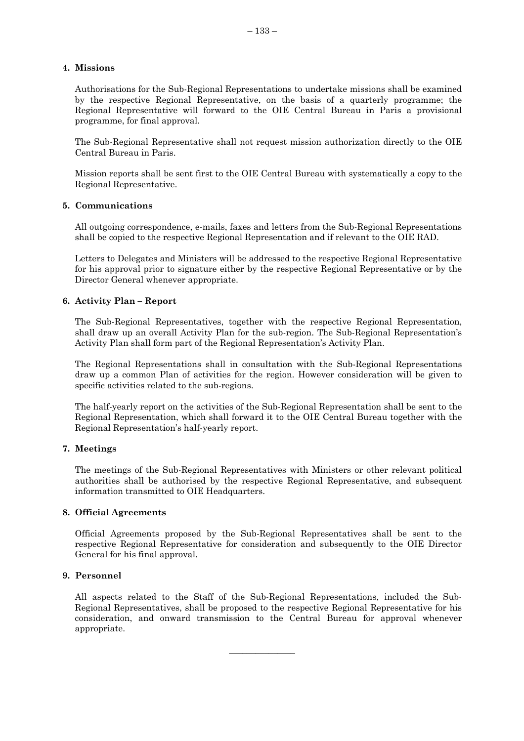**4. Missions**

Authorisations for the Sub-Regional Representations to undertake missions shall be examined by the respective Regional Representative, on the basis of a quarterly programme; the Regional Representative will forward to the OIE Central Bureau in Paris a provisional programme, for final approval.

The Sub-Regional Representative shall not request mission authorization directly to the OIE Central Bureau in Paris.

Mission reports shall be sent first to the OIE Central Bureau with systematically a copy to the Regional Representative.

**5. Communications**

All outgoing correspondence, e-mails, faxes and letters from the Sub-Regional Representations shall be copied to the respective Regional Representation and if relevant to the OIE RAD.

Letters to Delegates and Ministers will be addressed to the respective Regional Representative for his approval prior to signature either by the respective Regional Representative or by the Director General whenever appropriate.

**6. Activity Plan – Report**

The Sub-Regional Representatives, together with the respective Regional Representation, shall draw up an overall Activity Plan for the sub-region. The Sub-Regional Representation's Activity Plan shall form part of the Regional Representation's Activity Plan.

The Regional Representations shall in consultation with the Sub-Regional Representations draw up a common Plan of activities for the region. However consideration will be given to specific activities related to the sub-regions.

The half-yearly report on the activities of the Sub-Regional Representation shall be sent to the Regional Representation, which shall forward it to the OIE Central Bureau together with the Regional Representation's half-yearly report.

**7. Meetings**

The meetings of the Sub-Regional Representatives with Ministers or other relevant political authorities shall be authorised by the respective Regional Representative, and subsequent information transmitted to OIE Headquarters.

**8. Official Agreements**

Official Agreements proposed by the Sub-Regional Representatives shall be sent to the respective Regional Representative for consideration and subsequently to the OIE Director General for his final approval.

**9. Personnel**

All aspects related to the Staff of the Sub-Regional Representations, included the Sub-Regional Representatives, shall be proposed to the respective Regional Representative for his consideration, and onward transmission to the Central Bureau for approval whenever appropriate.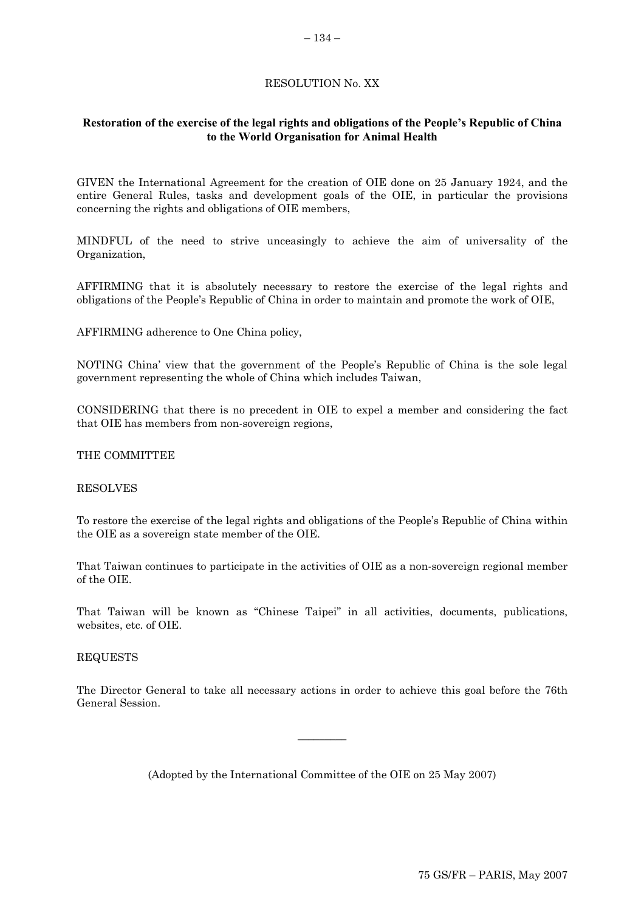RESOLUTION No. XX

**Restoration of the exercise of the legal rights and obligations of the People's Republic of China to the World Organisation for Animal Health**

GIVEN the International Agreement for the creation of OIE done on 25 January 1924, and the entire General Rules, tasks and development goals of the OIE, in particular the provisions concerning the rights and obligations of OIE members,

MINDFUL of the need to strive unceasingly to achieve the aim of universality of the Organization,

AFFIRMING that it is absolutely necessary to restore the exercise of the legal rights and obligations of the People's Republic of China in order to maintain and promote the work of OIE,

AFFIRMING adherence to One China policy,

NOTING China' view that the government of the People's Republic of China is the sole legal government representing the whole of China which includes Taiwan,

CONSIDERING that there is no precedent in OIE to expel a member and considering the fact that OIE has members from non-sovereign regions,

THE COMMITTEE

RESOLVES

To restore the exercise of the legal rights and obligations of the People's Republic of China within the OIE as a sovereign state member of the OIE.

That Taiwan continues to participate in the activities of OIE as a non-sovereign regional member of the OIE.

That Taiwan will be known as "Chinese Taipei" in all activities, documents, publications, websites, etc. of OIE.

REQUESTS

The Director General to take all necessary actions in order to achieve this goal before the 76th General Session.

---

(Adopted by the International Committee of the OIE on 25 May 2007)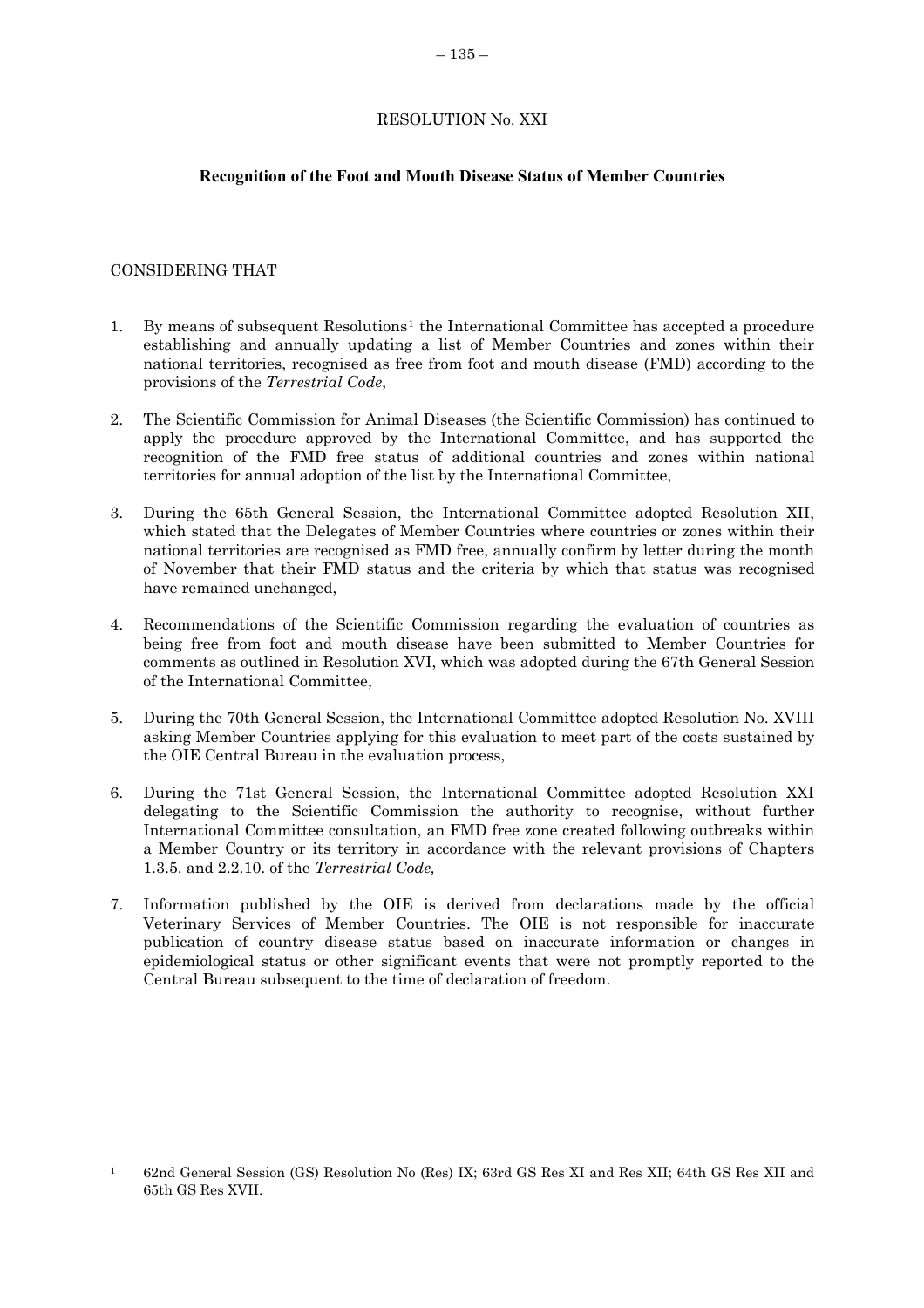# RESOLUTION No. XXI

## Recognition of the Foot and Mouth Disease Status of Member Countries

CONSIDERING THAT

1. By means of subsequent Resolutions[1] the International Committee has accepted a procedure establishing and annually updating a list of Member Countries and zones within their national territories, recognised as free from foot and mouth disease (FMD) according to the provisions of the *Terrestrial Code*,

2. The Scientific Commission for Animal Diseases (the Scientific Commission) has continued to apply the procedure approved by the International Committee, and has supported the recognition of the FMD free status of additional countries and zones within national territories for annual adoption of the list by the International Committee,

3. During the 65th General Session, the International Committee adopted Resolution XII, which stated that the Delegates of Member Countries where countries or zones within their national territories are recognised as FMD free, annually confirm by letter during the month of November that their FMD status and the criteria by which that status was recognised have remained unchanged,

4. Recommendations of the Scientific Commission regarding the evaluation of countries as being free from foot and mouth disease have been submitted to Member Countries for comments as outlined in Resolution XVI, which was adopted during the 67th General Session of the International Committee,

5. During the 70th General Session, the International Committee adopted Resolution No. XVIII asking Member Countries applying for this evaluation to meet part of the costs sustained by the OIE Central Bureau in the evaluation process,

6. During the 71st General Session, the International Committee adopted Resolution XXI delegating to the Scientific Commission the authority to recognise, without further International Committee consultation, an FMD free zone created following outbreaks within a Member Country or its territory in accordance with the relevant provisions of Chapters 1.3.5. and 2.2.10. of the *Terrestrial Code,*

7. Information published by the OIE is derived from declarations made by the official Veterinary Services of Member Countries. The OIE is not responsible for inaccurate publication of country disease status based on inaccurate information or changes in epidemiological status or other significant events that were not promptly reported to the Central Bureau subsequent to the time of declaration of freedom.

---

[1] 62nd General Session (GS) Resolution No (Res) IX; 63rd GS Res XI and Res XII; 64th GS Res XII and 65th GS Res XVII.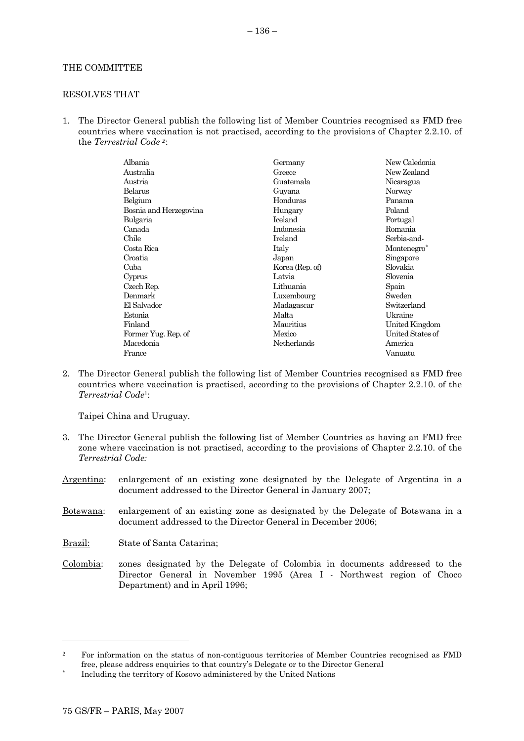THE COMMITTEE

RESOLVES THAT

1. The Director General publish the following list of Member Countries recognised as FMD free countries where vaccination is not practised, according to the provisions of Chapter 2.2.10. of the *Terrestrial Code* [2]:

Albania
Australia
Austria
Belarus
Belgium
Bosnia and Herzegovina
Bulgaria
Canada
Chile
Costa Rica
Croatia
Cuba
Cyprus
Czech Rep.
Denmark
El Salvador
Estonia
Finland
Former Yug. Rep. of Macedonia
France
Germany
Greece
Guatemala
Guyana
Honduras
Hungary
Iceland
Indonesia
Ireland
Italy
Japan
Korea (Rep. of)
Latvia
Lithuania
Luxembourg
Madagascar
Malta
Mauritius
Mexico
Netherlands
New Caledonia
New Zealand
Nicaragua
Norway
Panama
Poland
Portugal
Romania
Serbia-and-Montenegro*
Singapore
Slovakia
Slovenia
Spain
Sweden
Switzerland
Ukraine
United Kingdom
United States of America
Vanuatu

2. The Director General publish the following list of Member Countries recognised as FMD free countries where vaccination is practised, according to the provisions of Chapter 2.2.10. of the *Terrestrial Code*[1]:

   Taipei China and Uruguay.

3. The Director General publish the following list of Member Countries as having an FMD free zone where vaccination is not practised, according to the provisions of Chapter 2.2.10. of the *Terrestrial Code:*

<u>Argentina</u>: enlargement of an existing zone designated by the Delegate of Argentina in a document addressed to the Director General in January 2007;

<u>Botswana</u>: enlargement of an existing zone as designated by the Delegate of Botswana in a document addressed to the Director General in December 2006;

<u>Brazil:</u> State of Santa Catarina;

<u>Colombia</u>: zones designated by the Delegate of Colombia in documents addressed to the Director General in November 1995 (Area I - Northwest region of Choco Department) and in April 1996;

---

[2] For information on the status of non-contiguous territories of Member Countries recognised as FMD free, please address enquiries to that country's Delegate or to the Director General

\* Including the territory of Kosovo administered by the United Nations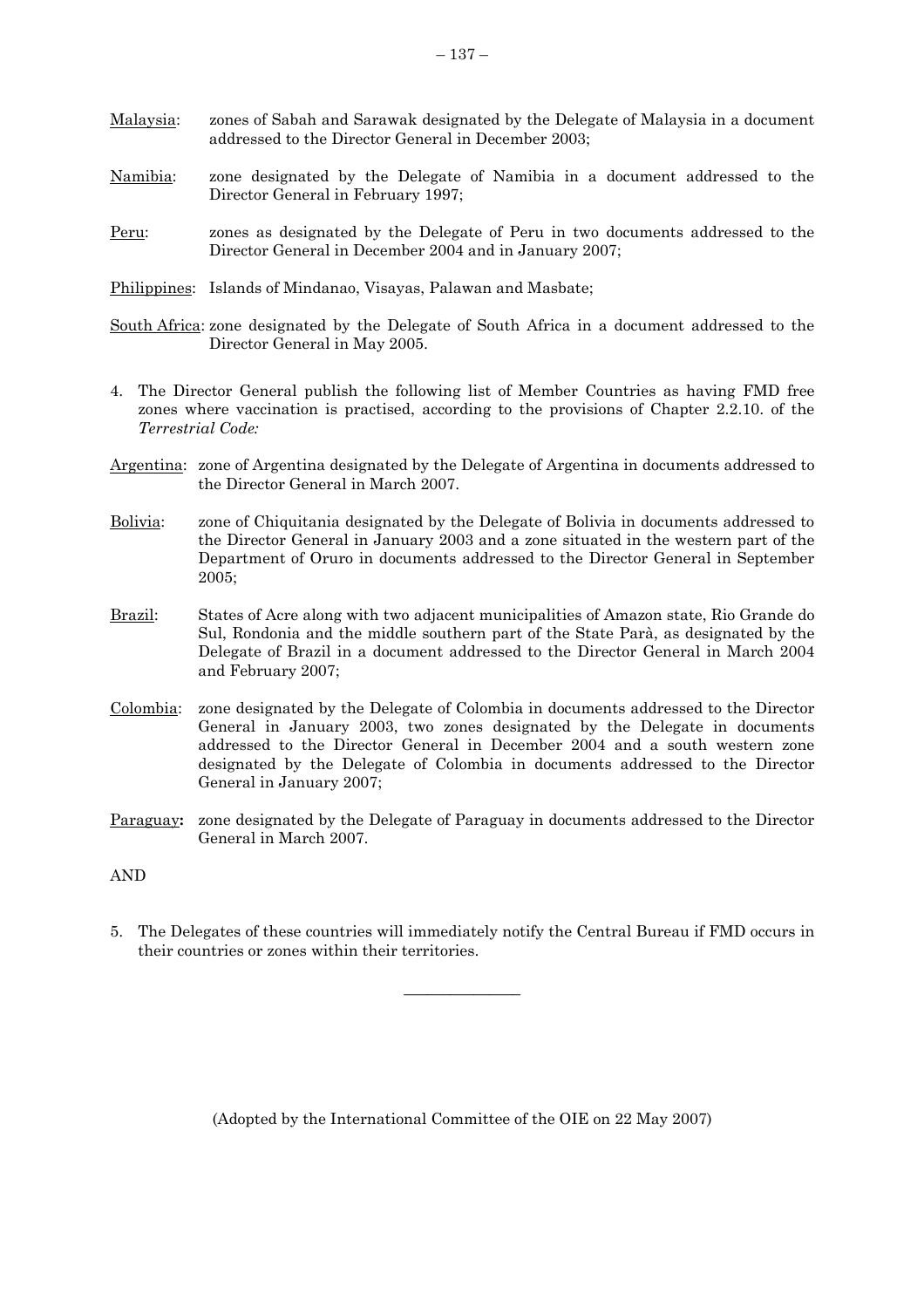Malaysia: zones of Sabah and Sarawak designated by the Delegate of Malaysia in a document addressed to the Director General in December 2003;

Namibia: zone designated by the Delegate of Namibia in a document addressed to the Director General in February 1997;

Peru: zones as designated by the Delegate of Peru in two documents addressed to the Director General in December 2004 and in January 2007;

Philippines: Islands of Mindanao, Visayas, Palawan and Masbate;

South Africa: zone designated by the Delegate of South Africa in a document addressed to the Director General in May 2005.

4. The Director General publish the following list of Member Countries as having FMD free zones where vaccination is practised, according to the provisions of Chapter 2.2.10. of the *Terrestrial Code:*

Argentina: zone of Argentina designated by the Delegate of Argentina in documents addressed to the Director General in March 2007.

Bolivia: zone of Chiquitania designated by the Delegate of Bolivia in documents addressed to the Director General in January 2003 and a zone situated in the western part of the Department of Oruro in documents addressed to the Director General in September 2005;

Brazil: States of Acre along with two adjacent municipalities of Amazon state, Rio Grande do Sul, Rondonia and the middle southern part of the State Parà, as designated by the Delegate of Brazil in a document addressed to the Director General in March 2004 and February 2007;

Colombia: zone designated by the Delegate of Colombia in documents addressed to the Director General in January 2003, two zones designated by the Delegate in documents addressed to the Director General in December 2004 and a south western zone designated by the Delegate of Colombia in documents addressed to the Director General in January 2007;

Paraguay**:** zone designated by the Delegate of Paraguay in documents addressed to the Director General in March 2007.

AND

5. The Delegates of these countries will immediately notify the Central Bureau if FMD occurs in their countries or zones within their territories.

---

(Adopted by the International Committee of the OIE on 22 May 2007)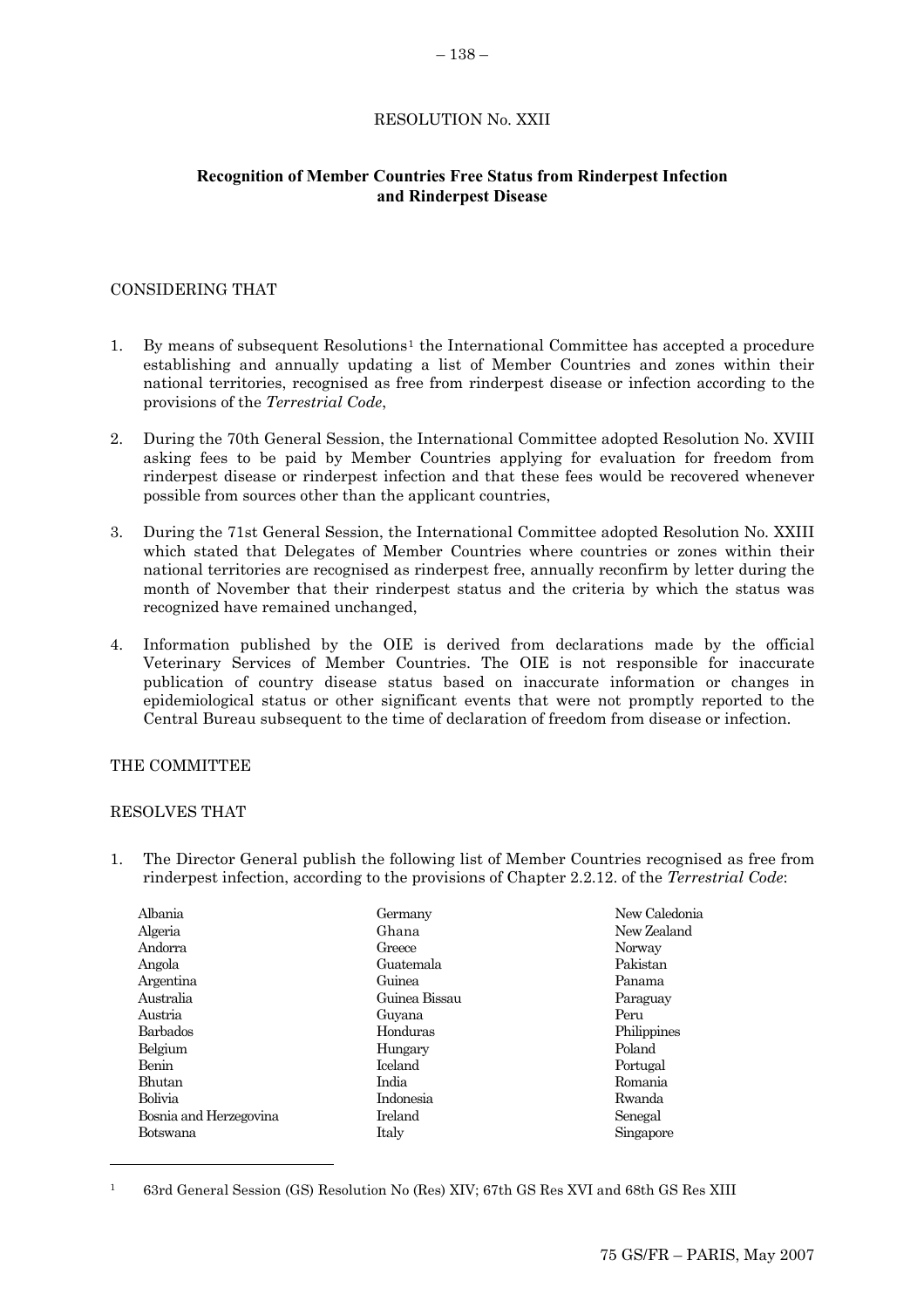RESOLUTION No. XXII

**Recognition of Member Countries Free Status from Rinderpest Infection and Rinderpest Disease**

CONSIDERING THAT

1. By means of subsequent Resolutions[1] the International Committee has accepted a procedure establishing and annually updating a list of Member Countries and zones within their national territories, recognised as free from rinderpest disease or infection according to the provisions of the *Terrestrial Code*,

2. During the 70th General Session, the International Committee adopted Resolution No. XVIII asking fees to be paid by Member Countries applying for evaluation for freedom from rinderpest disease or rinderpest infection and that these fees would be recovered whenever possible from sources other than the applicant countries,

3. During the 71st General Session, the International Committee adopted Resolution No. XXIII which stated that Delegates of Member Countries where countries or zones within their national territories are recognised as rinderpest free, annually reconfirm by letter during the month of November that their rinderpest status and the criteria by which the status was recognized have remained unchanged,

4. Information published by the OIE is derived from declarations made by the official Veterinary Services of Member Countries. The OIE is not responsible for inaccurate publication of country disease status based on inaccurate information or changes in epidemiological status or other significant events that were not promptly reported to the Central Bureau subsequent to the time of declaration of freedom from disease or infection.

THE COMMITTEE

RESOLVES THAT

1. The Director General publish the following list of Member Countries recognised as free from rinderpest infection, according to the provisions of Chapter 2.2.12. of the *Terrestrial Code*:

Albania
Algeria
Andorra
Angola
Argentina
Australia
Austria
Barbados
Belgium
Benin
Bhutan
Bolivia
Bosnia and Herzegovina
Botswana
Germany
Ghana
Greece
Guatemala
Guinea
Guinea Bissau
Guyana
Honduras
Hungary
Iceland
India
Indonesia
Ireland
Italy
New Caledonia
New Zealand
Norway
Pakistan
Panama
Paraguay
Peru
Philippines
Poland
Portugal
Romania
Rwanda
Senegal
Singapore

[1] 63rd General Session (GS) Resolution No (Res) XIV; 67th GS Res XVI and 68th GS Res XIII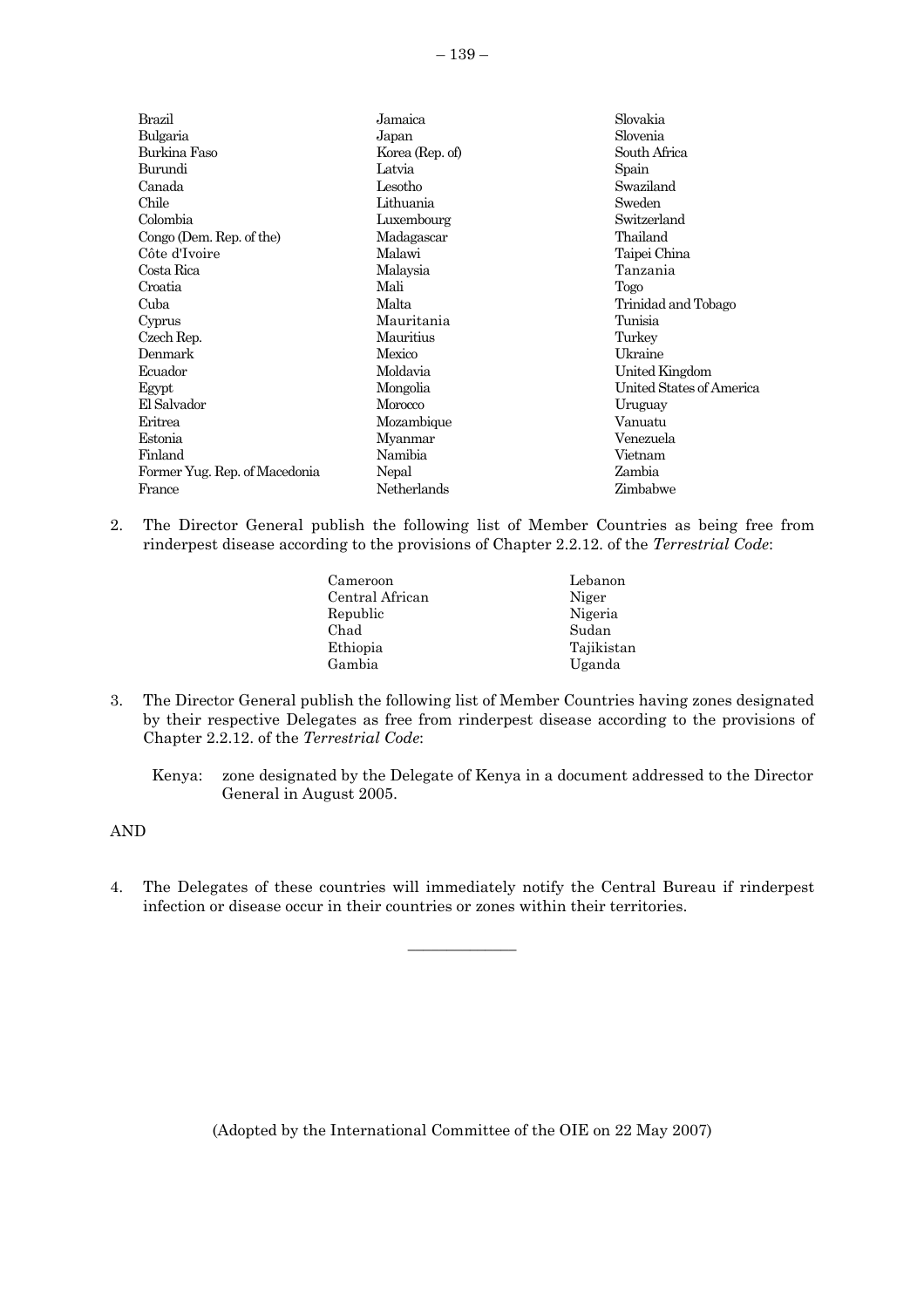Brazil
Bulgaria
Burkina Faso
Burundi
Canada
Chile
Colombia
Congo (Dem. Rep. of the)
Côte d'Ivoire
Costa Rica
Croatia
Cuba
Cyprus
Czech Rep.
Denmark
Ecuador
Egypt
El Salvador
Eritrea
Estonia
Finland
Former Yug. Rep. of Macedonia
France
Jamaica
Japan
Korea (Rep. of)
Latvia
Lesotho
Lithuania
Luxembourg
Madagascar
Malawi
Malaysia
Mali
Malta
Mauritania
Mauritius
Mexico
Moldavia
Mongolia
Morocco
Mozambique
Myanmar
Namibia
Nepal
Netherlands
Slovakia
Slovenia
South Africa
Spain
Swaziland
Sweden
Switzerland
Thailand
Taipei China
Tanzania
Togo
Trinidad and Tobago
Tunisia
Turkey
Ukraine
United Kingdom
United States of America
Uruguay
Vanuatu
Venezuela
Vietnam
Zambia
Zimbabwe

2. The Director General publish the following list of Member Countries as being free from rinderpest disease according to the provisions of Chapter 2.2.12. of the *Terrestrial Code*:

Cameroon
Central African Republic
Chad
Ethiopia
Gambia
Lebanon
Niger
Nigeria
Sudan
Tajikistan
Uganda

3. The Director General publish the following list of Member Countries having zones designated by their respective Delegates as free from rinderpest disease according to the provisions of Chapter 2.2.12. of the *Terrestrial Code*:

Kenya: zone designated by the Delegate of Kenya in a document addressed to the Director General in August 2005.

AND

4. The Delegates of these countries will immediately notify the Central Bureau if rinderpest infection or disease occur in their countries or zones within their territories.

---

(Adopted by the International Committee of the OIE on 22 May 2007)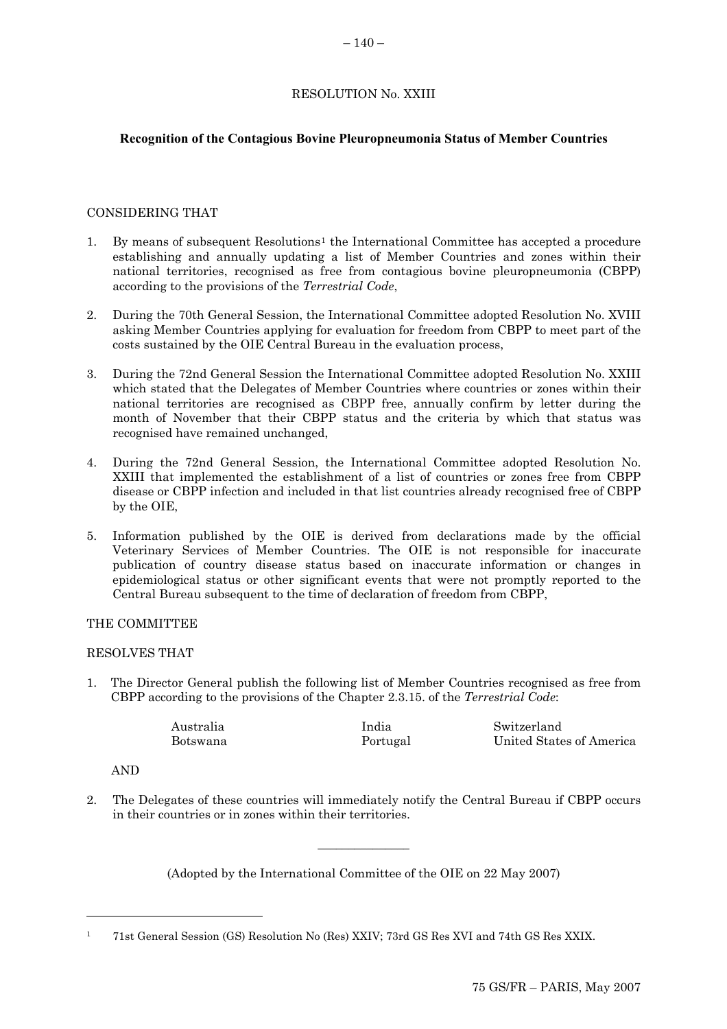RESOLUTION No. XXIII

**Recognition of the Contagious Bovine Pleuropneumonia Status of Member Countries**

CONSIDERING THAT

1. By means of subsequent Resolutions[1] the International Committee has accepted a procedure establishing and annually updating a list of Member Countries and zones within their national territories, recognised as free from contagious bovine pleuropneumonia (CBPP) according to the provisions of the *Terrestrial Code*,

2. During the 70th General Session, the International Committee adopted Resolution No. XVIII asking Member Countries applying for evaluation for freedom from CBPP to meet part of the costs sustained by the OIE Central Bureau in the evaluation process,

3. During the 72nd General Session the International Committee adopted Resolution No. XXIII which stated that the Delegates of Member Countries where countries or zones within their national territories are recognised as CBPP free, annually confirm by letter during the month of November that their CBPP status and the criteria by which that status was recognised have remained unchanged,

4. During the 72nd General Session, the International Committee adopted Resolution No. XXIII that implemented the establishment of a list of countries or zones free from CBPP disease or CBPP infection and included in that list countries already recognised free of CBPP by the OIE,

5. Information published by the OIE is derived from declarations made by the official Veterinary Services of Member Countries. The OIE is not responsible for inaccurate publication of country disease status based on inaccurate information or changes in epidemiological status or other significant events that were not promptly reported to the Central Bureau subsequent to the time of declaration of freedom from CBPP,

THE COMMITTEE

RESOLVES THAT

1. The Director General publish the following list of Member Countries recognised as free from CBPP according to the provisions of the Chapter 2.3.15. of the *Terrestrial Code*:

| | | |
|---|---|---|
| Australia | India | Switzerland |
| Botswana | Portugal | United States of America |

AND

2. The Delegates of these countries will immediately notify the Central Bureau if CBPP occurs in their countries or in zones within their territories.

---

(Adopted by the International Committee of the OIE on 22 May 2007)

---

[1] 71st General Session (GS) Resolution No (Res) XXIV; 73rd GS Res XVI and 74th GS Res XXIX.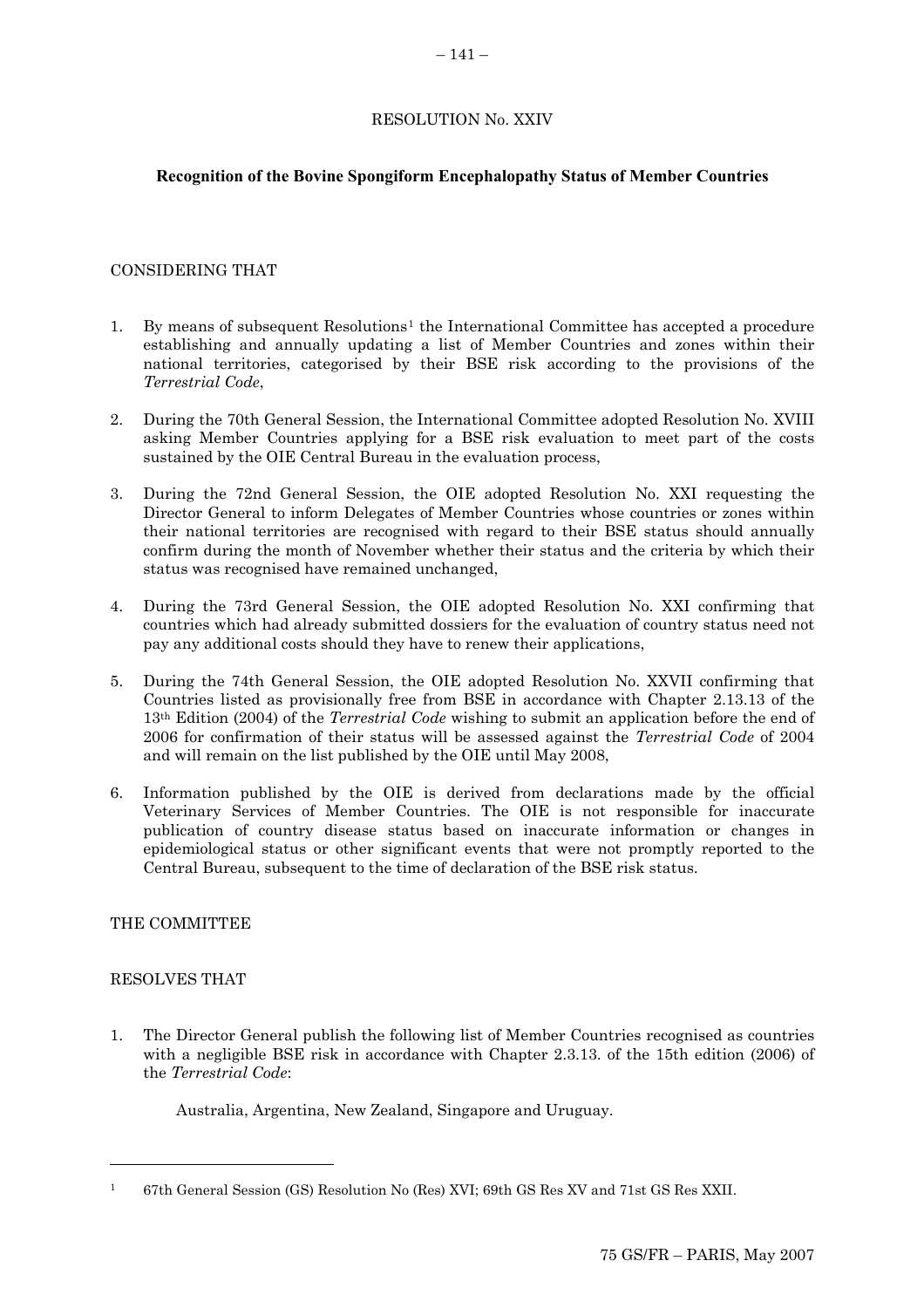RESOLUTION No. XXIV

**Recognition of the Bovine Spongiform Encephalopathy Status of Member Countries**

CONSIDERING THAT

1. By means of subsequent Resolutions[1] the International Committee has accepted a procedure establishing and annually updating a list of Member Countries and zones within their national territories, categorised by their BSE risk according to the provisions of the *Terrestrial Code*,

2. During the 70th General Session, the International Committee adopted Resolution No. XVIII asking Member Countries applying for a BSE risk evaluation to meet part of the costs sustained by the OIE Central Bureau in the evaluation process,

3. During the 72nd General Session, the OIE adopted Resolution No. XXI requesting the Director General to inform Delegates of Member Countries whose countries or zones within their national territories are recognised with regard to their BSE status should annually confirm during the month of November whether their status and the criteria by which their status was recognised have remained unchanged,

4. During the 73rd General Session, the OIE adopted Resolution No. XXI confirming that countries which had already submitted dossiers for the evaluation of country status need not pay any additional costs should they have to renew their applications,

5. During the 74th General Session, the OIE adopted Resolution No. XXVII confirming that Countries listed as provisionally free from BSE in accordance with Chapter 2.13.13 of the 13th Edition (2004) of the *Terrestrial Code* wishing to submit an application before the end of 2006 for confirmation of their status will be assessed against the *Terrestrial Code* of 2004 and will remain on the list published by the OIE until May 2008,

6. Information published by the OIE is derived from declarations made by the official Veterinary Services of Member Countries. The OIE is not responsible for inaccurate publication of country disease status based on inaccurate information or changes in epidemiological status or other significant events that were not promptly reported to the Central Bureau, subsequent to the time of declaration of the BSE risk status.

THE COMMITTEE

RESOLVES THAT

1. The Director General publish the following list of Member Countries recognised as countries with a negligible BSE risk in accordance with Chapter 2.3.13. of the 15th edition (2006) of the *Terrestrial Code*:

   Australia, Argentina, New Zealand, Singapore and Uruguay.

---

[1] 67th General Session (GS) Resolution No (Res) XVI; 69th GS Res XV and 71st GS Res XXII.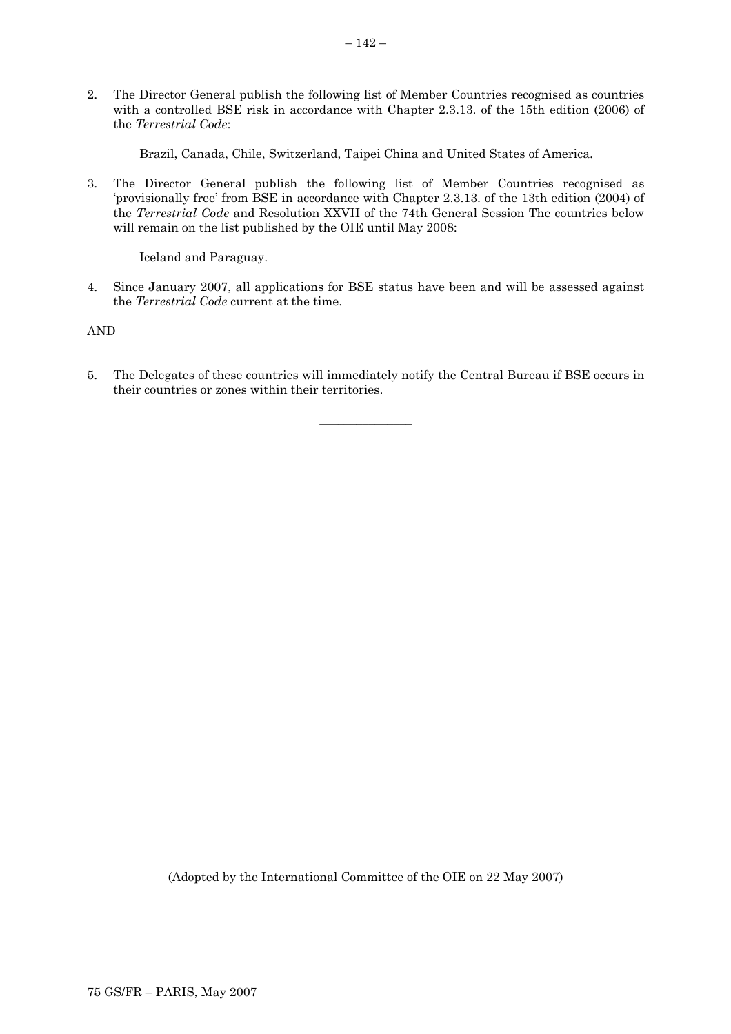2. The Director General publish the following list of Member Countries recognised as countries with a controlled BSE risk in accordance with Chapter 2.3.13. of the 15th edition (2006) of the *Terrestrial Code*:

   Brazil, Canada, Chile, Switzerland, Taipei China and United States of America.

3. The Director General publish the following list of Member Countries recognised as 'provisionally free' from BSE in accordance with Chapter 2.3.13. of the 13th edition (2004) of the *Terrestrial Code* and Resolution XXVII of the 74th General Session The countries below will remain on the list published by the OIE until May 2008:

   Iceland and Paraguay.

4. Since January 2007, all applications for BSE status have been and will be assessed against the *Terrestrial Code* current at the time.

AND

5. The Delegates of these countries will immediately notify the Central Bureau if BSE occurs in their countries or zones within their territories.

---

(Adopted by the International Committee of the OIE on 22 May 2007)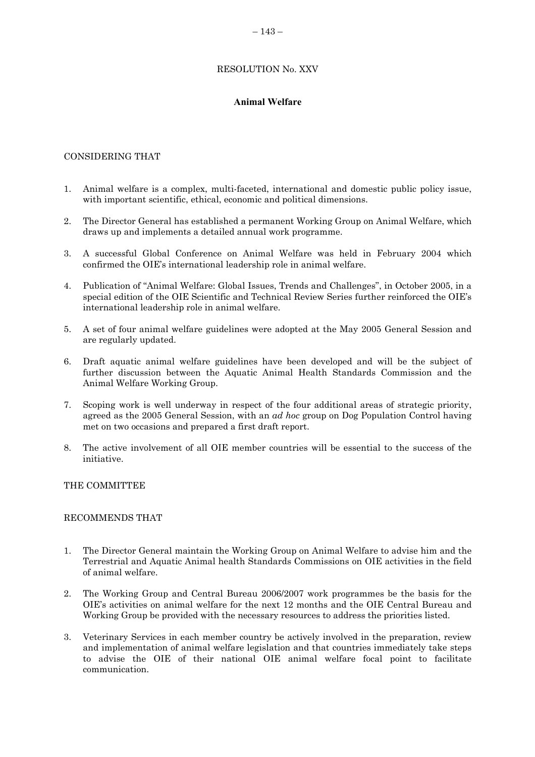RESOLUTION No. XXV

## Animal Welfare

CONSIDERING THAT

1. Animal welfare is a complex, multi-faceted, international and domestic public policy issue, with important scientific, ethical, economic and political dimensions.

2. The Director General has established a permanent Working Group on Animal Welfare, which draws up and implements a detailed annual work programme.

3. A successful Global Conference on Animal Welfare was held in February 2004 which confirmed the OIE's international leadership role in animal welfare.

4. Publication of "Animal Welfare: Global Issues, Trends and Challenges", in October 2005, in a special edition of the OIE Scientific and Technical Review Series further reinforced the OIE's international leadership role in animal welfare.

5. A set of four animal welfare guidelines were adopted at the May 2005 General Session and are regularly updated.

6. Draft aquatic animal welfare guidelines have been developed and will be the subject of further discussion between the Aquatic Animal Health Standards Commission and the Animal Welfare Working Group.

7. Scoping work is well underway in respect of the four additional areas of strategic priority, agreed as the 2005 General Session, with an *ad hoc* group on Dog Population Control having met on two occasions and prepared a first draft report.

8. The active involvement of all OIE member countries will be essential to the success of the initiative.

THE COMMITTEE

RECOMMENDS THAT

1. The Director General maintain the Working Group on Animal Welfare to advise him and the Terrestrial and Aquatic Animal health Standards Commissions on OIE activities in the field of animal welfare.

2. The Working Group and Central Bureau 2006/2007 work programmes be the basis for the OIE's activities on animal welfare for the next 12 months and the OIE Central Bureau and Working Group be provided with the necessary resources to address the priorities listed.

3. Veterinary Services in each member country be actively involved in the preparation, review and implementation of animal welfare legislation and that countries immediately take steps to advise the OIE of their national OIE animal welfare focal point to facilitate communication.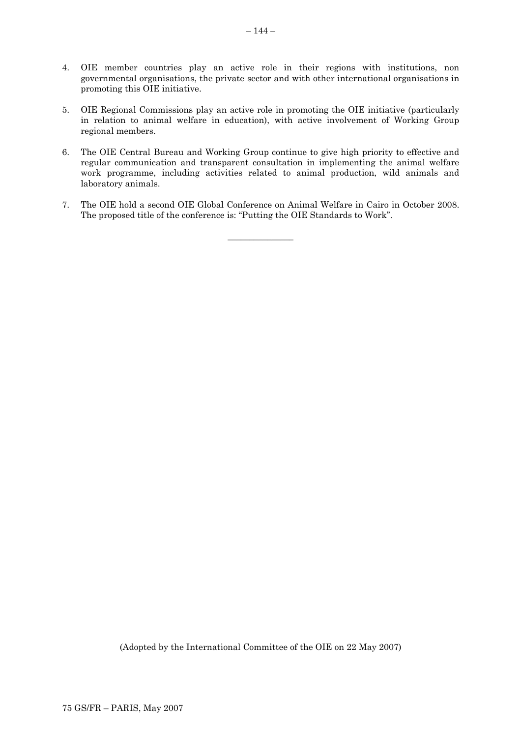4. OIE member countries play an active role in their regions with institutions, non governmental organisations, the private sector and with other international organisations in promoting this OIE initiative.

5. OIE Regional Commissions play an active role in promoting the OIE initiative (particularly in relation to animal welfare in education), with active involvement of Working Group regional members.

6. The OIE Central Bureau and Working Group continue to give high priority to effective and regular communication and transparent consultation in implementing the animal welfare work programme, including activities related to animal production, wild animals and laboratory animals.

7. The OIE hold a second OIE Global Conference on Animal Welfare in Cairo in October 2008. The proposed title of the conference is: "Putting the OIE Standards to Work".

---

(Adopted by the International Committee of the OIE on 22 May 2007)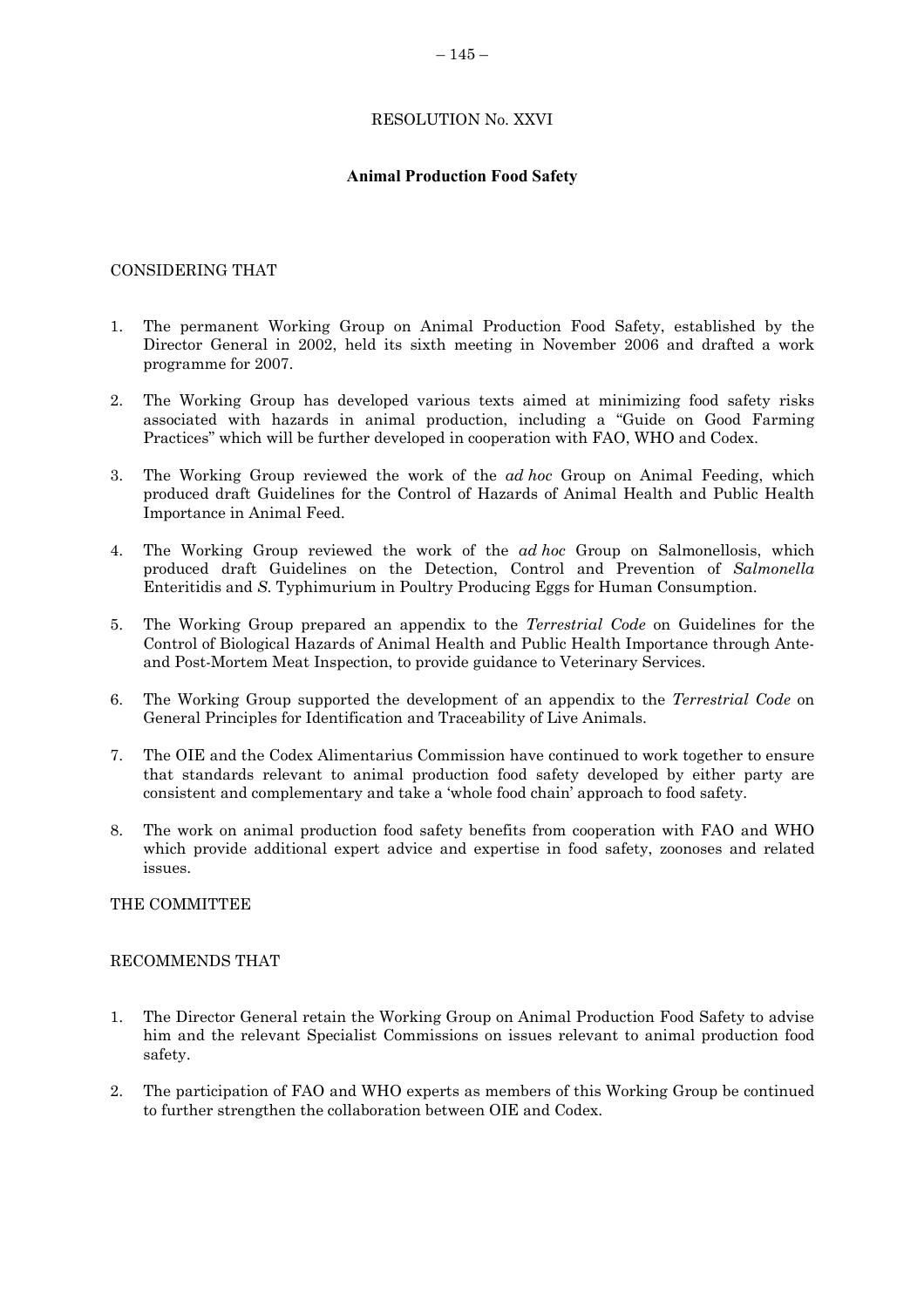RESOLUTION No. XXVI

**Animal Production Food Safety**

CONSIDERING THAT

1. The permanent Working Group on Animal Production Food Safety, established by the Director General in 2002, held its sixth meeting in November 2006 and drafted a work programme for 2007.

2. The Working Group has developed various texts aimed at minimizing food safety risks associated with hazards in animal production, including a "Guide on Good Farming Practices" which will be further developed in cooperation with FAO, WHO and Codex.

3. The Working Group reviewed the work of the *ad hoc* Group on Animal Feeding, which produced draft Guidelines for the Control of Hazards of Animal Health and Public Health Importance in Animal Feed.

4. The Working Group reviewed the work of the *ad hoc* Group on Salmonellosis, which produced draft Guidelines on the Detection, Control and Prevention of *Salmonella* Enteritidis and *S.* Typhimurium in Poultry Producing Eggs for Human Consumption.

5. The Working Group prepared an appendix to the *Terrestrial Code* on Guidelines for the Control of Biological Hazards of Animal Health and Public Health Importance through Ante- and Post-Mortem Meat Inspection, to provide guidance to Veterinary Services.

6. The Working Group supported the development of an appendix to the *Terrestrial Code* on General Principles for Identification and Traceability of Live Animals.

7. The OIE and the Codex Alimentarius Commission have continued to work together to ensure that standards relevant to animal production food safety developed by either party are consistent and complementary and take a 'whole food chain' approach to food safety.

8. The work on animal production food safety benefits from cooperation with FAO and WHO which provide additional expert advice and expertise in food safety, zoonoses and related issues.

THE COMMITTEE

RECOMMENDS THAT

1. The Director General retain the Working Group on Animal Production Food Safety to advise him and the relevant Specialist Commissions on issues relevant to animal production food safety.

2. The participation of FAO and WHO experts as members of this Working Group be continued to further strengthen the collaboration between OIE and Codex.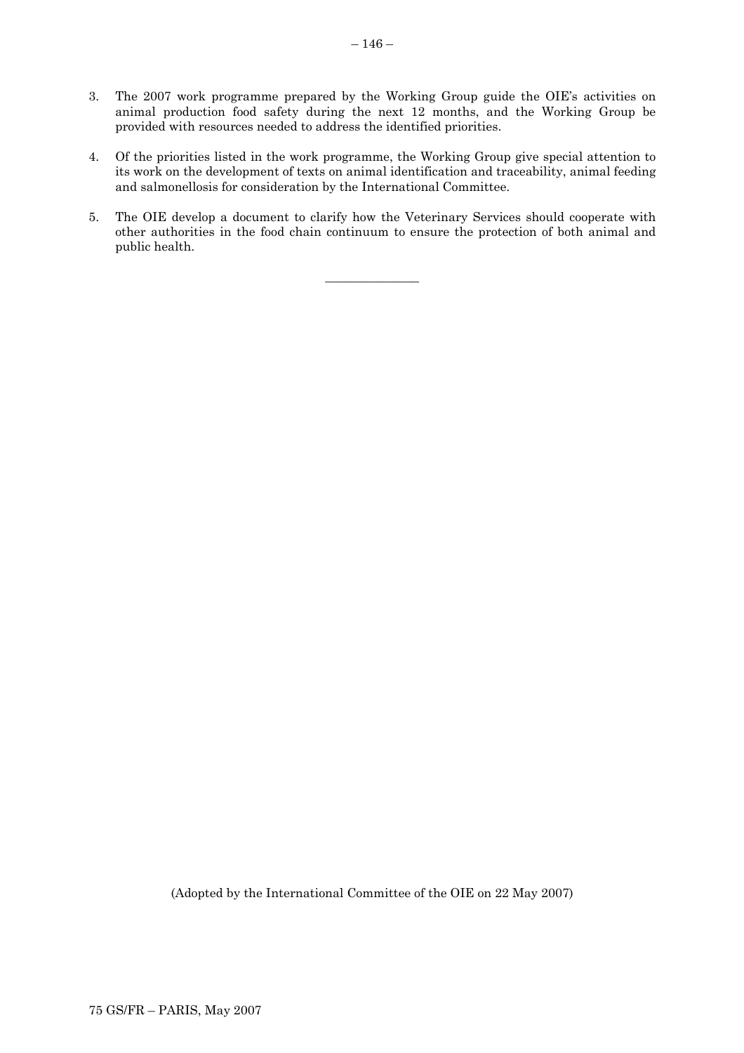3. The 2007 work programme prepared by the Working Group guide the OIE's activities on animal production food safety during the next 12 months, and the Working Group be provided with resources needed to address the identified priorities.

4. Of the priorities listed in the work programme, the Working Group give special attention to its work on the development of texts on animal identification and traceability, animal feeding and salmonellosis for consideration by the International Committee.

5. The OIE develop a document to clarify how the Veterinary Services should cooperate with other authorities in the food chain continuum to ensure the protection of both animal and public health.

---

(Adopted by the International Committee of the OIE on 22 May 2007)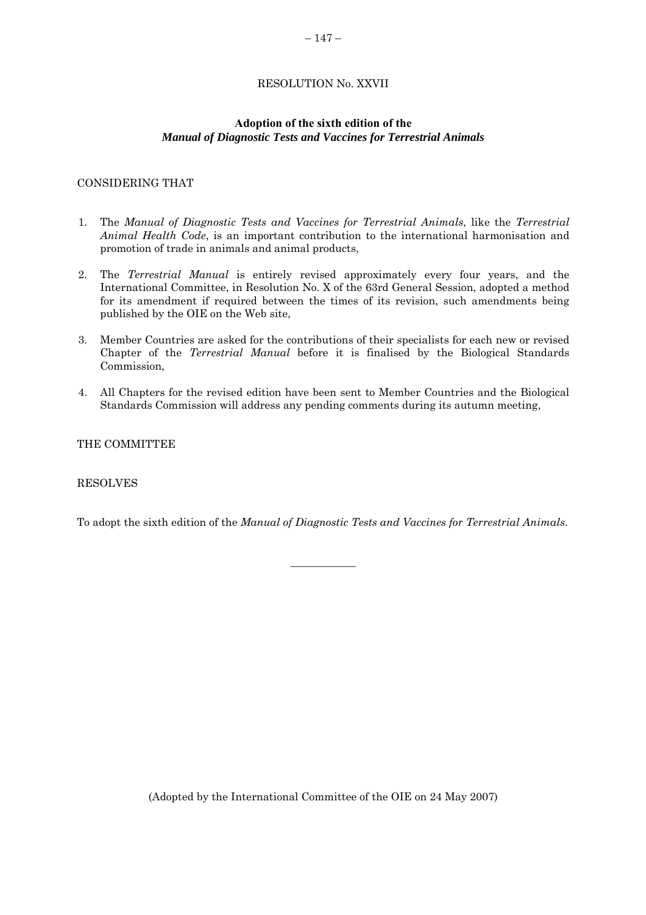# RESOLUTION No. XXVII

## Adoption of the sixth edition of the *Manual of Diagnostic Tests and Vaccines for Terrestrial Animals*

CONSIDERING THAT

1. The *Manual of Diagnostic Tests and Vaccines for Terrestrial Animals*, like the *Terrestrial Animal Health Code*, is an important contribution to the international harmonisation and promotion of trade in animals and animal products,

2. The *Terrestrial Manual* is entirely revised approximately every four years, and the International Committee, in Resolution No. X of the 63rd General Session, adopted a method for its amendment if required between the times of its revision, such amendments being published by the OIE on the Web site,

3. Member Countries are asked for the contributions of their specialists for each new or revised Chapter of the *Terrestrial Manual* before it is finalised by the Biological Standards Commission,

4. All Chapters for the revised edition have been sent to Member Countries and the Biological Standards Commission will address any pending comments during its autumn meeting,

THE COMMITTEE

RESOLVES

To adopt the sixth edition of the *Manual of Diagnostic Tests and Vaccines for Terrestrial Animals*.

---

(Adopted by the International Committee of the OIE on 24 May 2007)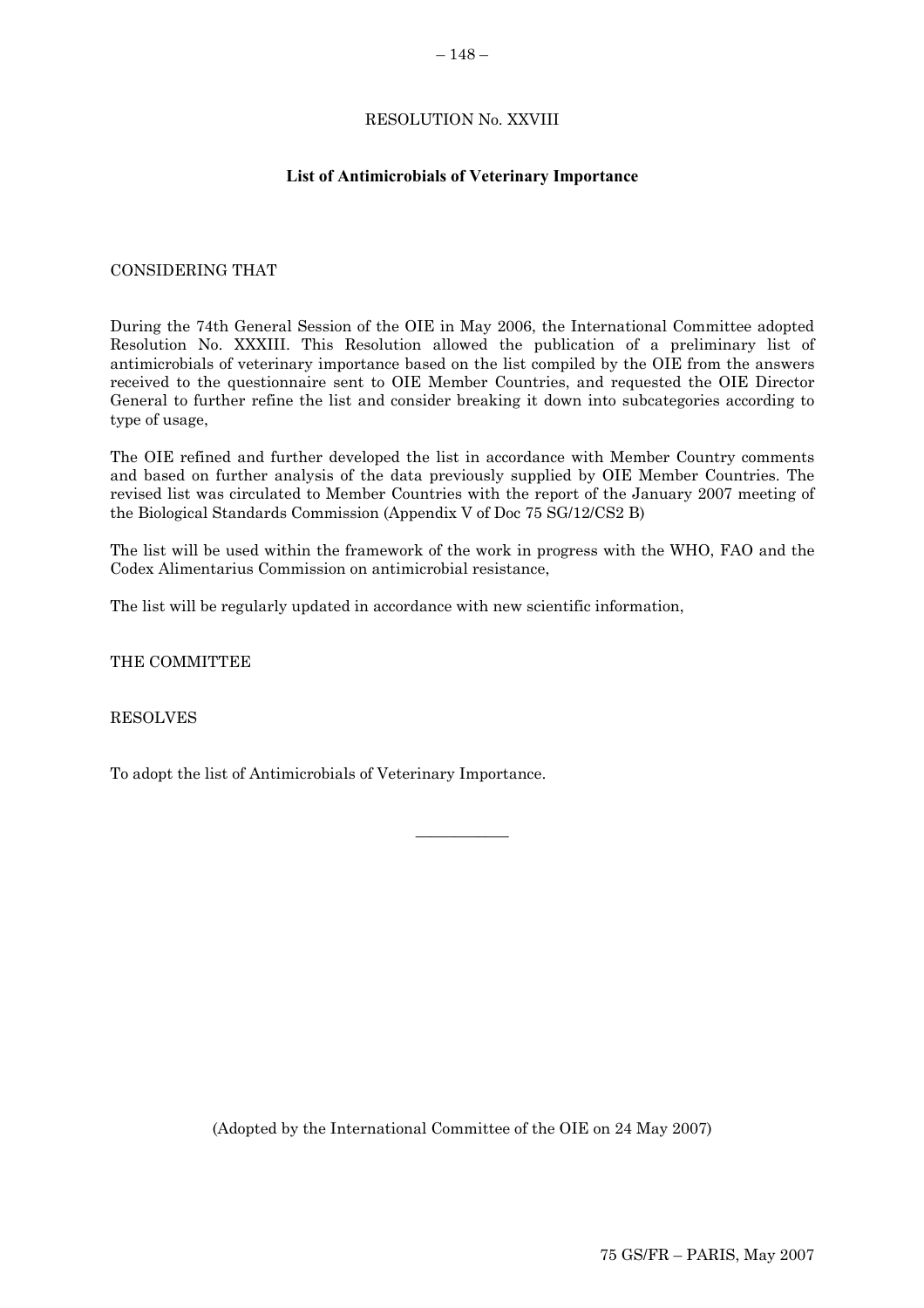# RESOLUTION No. XXVIII

## List of Antimicrobials of Veterinary Importance

CONSIDERING THAT

During the 74th General Session of the OIE in May 2006, the International Committee adopted Resolution No. XXXIII. This Resolution allowed the publication of a preliminary list of antimicrobials of veterinary importance based on the list compiled by the OIE from the answers received to the questionnaire sent to OIE Member Countries, and requested the OIE Director General to further refine the list and consider breaking it down into subcategories according to type of usage,

The OIE refined and further developed the list in accordance with Member Country comments and based on further analysis of the data previously supplied by OIE Member Countries. The revised list was circulated to Member Countries with the report of the January 2007 meeting of the Biological Standards Commission (Appendix V of Doc 75 SG/12/CS2 B)

The list will be used within the framework of the work in progress with the WHO, FAO and the Codex Alimentarius Commission on antimicrobial resistance,

The list will be regularly updated in accordance with new scientific information,

THE COMMITTEE

RESOLVES

To adopt the list of Antimicrobials of Veterinary Importance.

(Adopted by the International Committee of the OIE on 24 May 2007)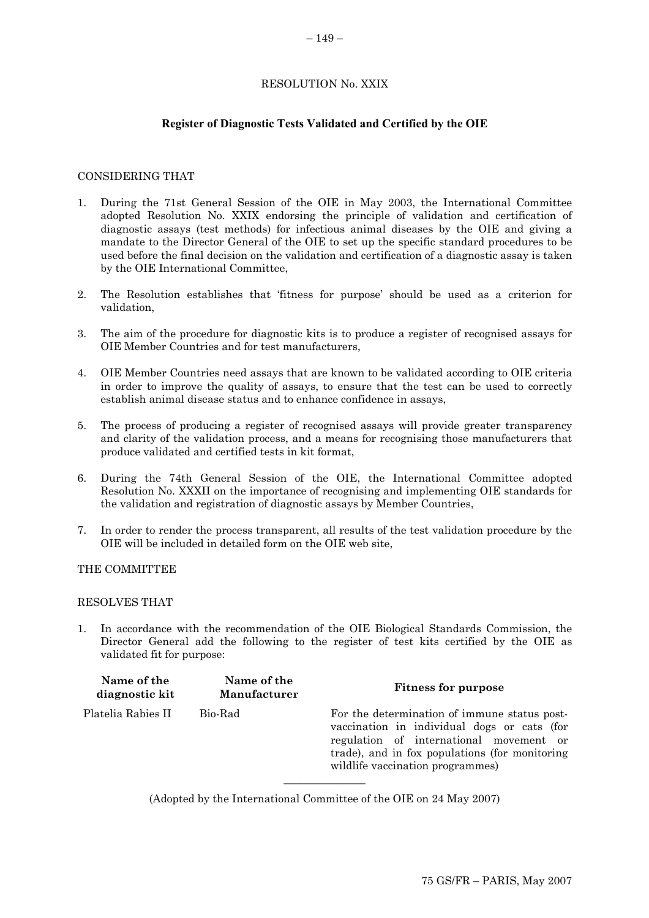RESOLUTION No. XXIX

**Register of Diagnostic Tests Validated and Certified by the OIE**

CONSIDERING THAT

1. During the 71st General Session of the OIE in May 2003, the International Committee adopted Resolution No. XXIX endorsing the principle of validation and certification of diagnostic assays (test methods) for infectious animal diseases by the OIE and giving a mandate to the Director General of the OIE to set up the specific standard procedures to be used before the final decision on the validation and certification of a diagnostic assay is taken by the OIE International Committee,

2. The Resolution establishes that 'fitness for purpose' should be used as a criterion for validation,

3. The aim of the procedure for diagnostic kits is to produce a register of recognised assays for OIE Member Countries and for test manufacturers,

4. OIE Member Countries need assays that are known to be validated according to OIE criteria in order to improve the quality of assays, to ensure that the test can be used to correctly establish animal disease status and to enhance confidence in assays,

5. The process of producing a register of recognised assays will provide greater transparency and clarity of the validation process, and a means for recognising those manufacturers that produce validated and certified tests in kit format,

6. During the 74th General Session of the OIE, the International Committee adopted Resolution No. XXXII on the importance of recognising and implementing OIE standards for the validation and registration of diagnostic assays by Member Countries,

7. In order to render the process transparent, all results of the test validation procedure by the OIE will be included in detailed form on the OIE web site,

THE COMMITTEE

RESOLVES THAT

1. In accordance with the recommendation of the OIE Biological Standards Commission, the Director General add the following to the register of test kits certified by the OIE as validated fit for purpose:

| Name of the diagnostic kit | Name of the Manufacturer | Fitness for purpose |
|---|---|---|
| Platelia Rabies II | Bio-Rad | For the determination of immune status post-vaccination in individual dogs or cats (for regulation of international movement or trade), and in fox populations (for monitoring wildlife vaccination programmes) |

---

(Adopted by the International Committee of the OIE on 24 May 2007)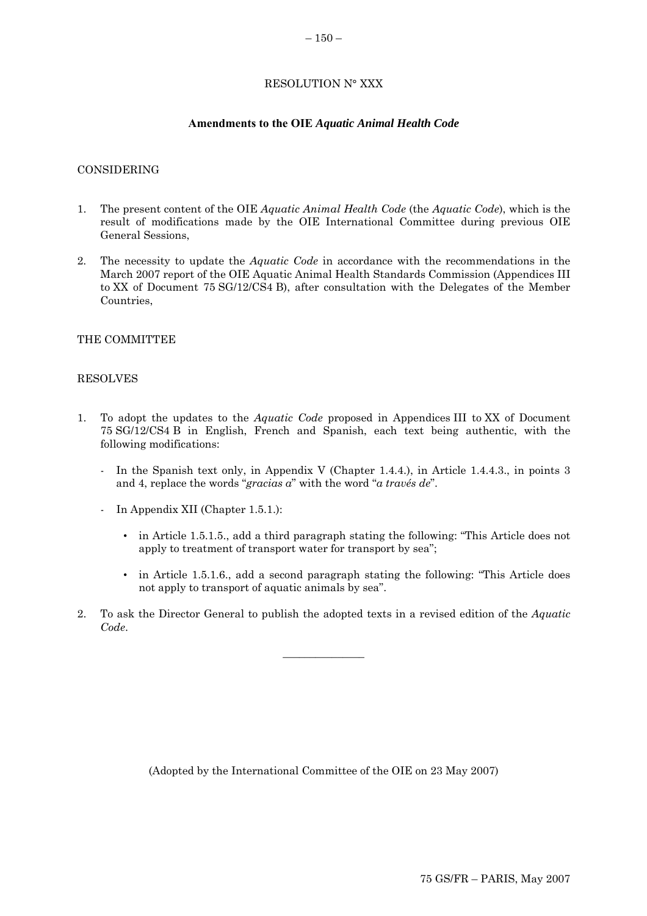RESOLUTION N° XXX

**Amendments to the OIE *Aquatic Animal Health Code***

CONSIDERING

1. The present content of the OIE *Aquatic Animal Health Code* (the *Aquatic Code*), which is the result of modifications made by the OIE International Committee during previous OIE General Sessions,

2. The necessity to update the *Aquatic Code* in accordance with the recommendations in the March 2007 report of the OIE Aquatic Animal Health Standards Commission (Appendices III to XX of Document 75 SG/12/CS4 B), after consultation with the Delegates of the Member Countries,

THE COMMITTEE

RESOLVES

1. To adopt the updates to the *Aquatic Code* proposed in Appendices III to XX of Document 75 SG/12/CS4 B in English, French and Spanish, each text being authentic, with the following modifications:

   - In the Spanish text only, in Appendix V (Chapter 1.4.4.), in Article 1.4.4.3., in points 3 and 4, replace the words "*gracias a*" with the word "*a través de*".

   - In Appendix XII (Chapter 1.5.1.):

     - in Article 1.5.1.5., add a third paragraph stating the following: "This Article does not apply to treatment of transport water for transport by sea";

     - in Article 1.5.1.6., add a second paragraph stating the following: "This Article does not apply to transport of aquatic animals by sea".

2. To ask the Director General to publish the adopted texts in a revised edition of the *Aquatic Code*.

---

(Adopted by the International Committee of the OIE on 23 May 2007)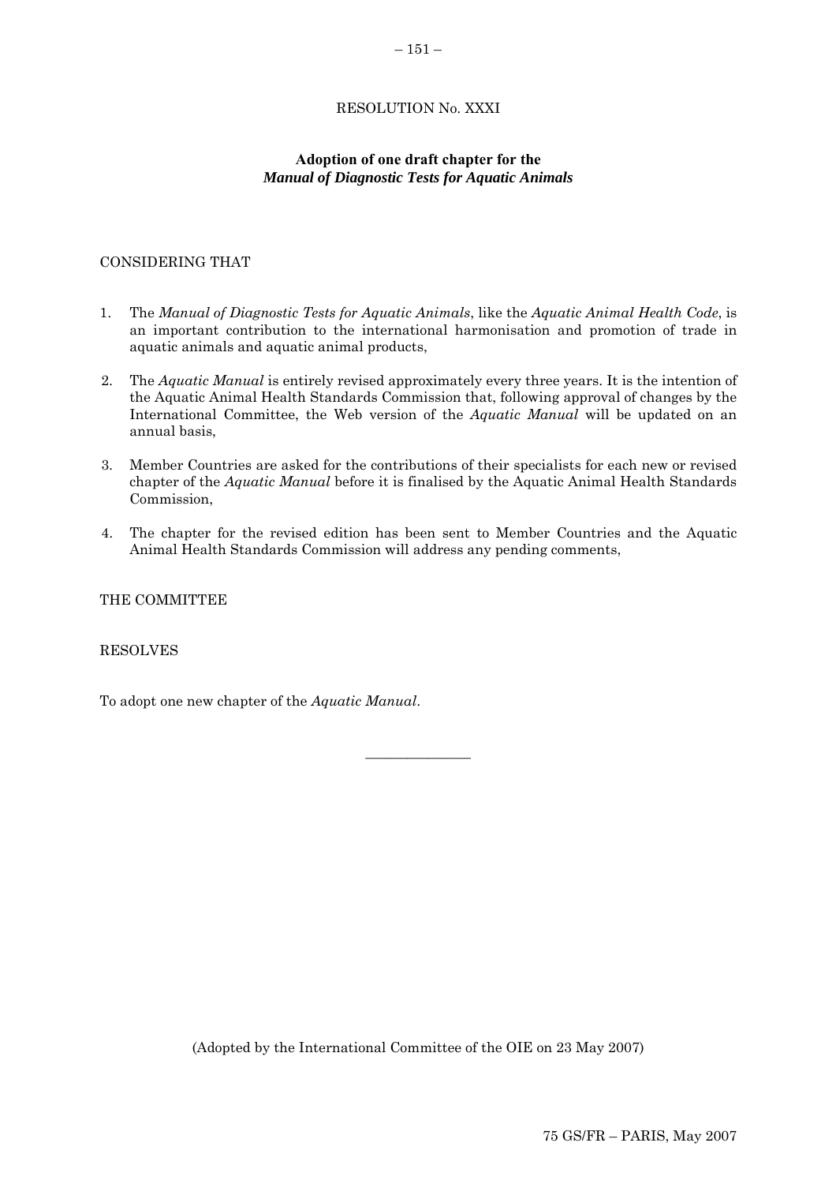RESOLUTION No. XXXI

**Adoption of one draft chapter for the**
***Manual of Diagnostic Tests for Aquatic Animals***

CONSIDERING THAT

1. The *Manual of Diagnostic Tests for Aquatic Animals*, like the *Aquatic Animal Health Code*, is an important contribution to the international harmonisation and promotion of trade in aquatic animals and aquatic animal products,

2. The *Aquatic Manual* is entirely revised approximately every three years. It is the intention of the Aquatic Animal Health Standards Commission that, following approval of changes by the International Committee, the Web version of the *Aquatic Manual* will be updated on an annual basis,

3. Member Countries are asked for the contributions of their specialists for each new or revised chapter of the *Aquatic Manual* before it is finalised by the Aquatic Animal Health Standards Commission,

4. The chapter for the revised edition has been sent to Member Countries and the Aquatic Animal Health Standards Commission will address any pending comments,

THE COMMITTEE

RESOLVES

To adopt one new chapter of the *Aquatic Manual*.

---

(Adopted by the International Committee of the OIE on 23 May 2007)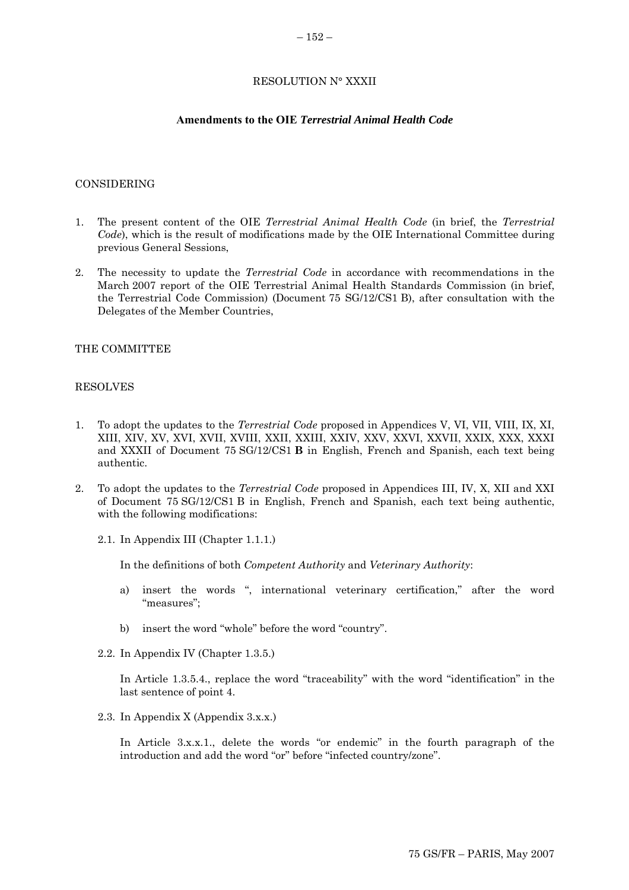RESOLUTION N° XXXII

**Amendments to the OIE *Terrestrial Animal Health Code***

CONSIDERING

1. The present content of the OIE *Terrestrial Animal Health Code* (in brief, the *Terrestrial Code*), which is the result of modifications made by the OIE International Committee during previous General Sessions,

2. The necessity to update the *Terrestrial Code* in accordance with recommendations in the March 2007 report of the OIE Terrestrial Animal Health Standards Commission (in brief, the Terrestrial Code Commission) (Document 75 SG/12/CS1 B), after consultation with the Delegates of the Member Countries,

THE COMMITTEE

RESOLVES

1. To adopt the updates to the *Terrestrial Code* proposed in Appendices V, VI, VII, VIII, IX, XI, XIII, XIV, XV, XVI, XVII, XVIII, XXII, XXIII, XXIV, XXV, XXVI, XXVII, XXIX, XXX, XXXI and XXXII of Document 75 SG/12/CS1 **B** in English, French and Spanish, each text being authentic.

2. To adopt the updates to the *Terrestrial Code* proposed in Appendices III, IV, X, XII and XXI of Document 75 SG/12/CS1 B in English, French and Spanish, each text being authentic, with the following modifications:

   2.1. In Appendix III (Chapter 1.1.1.)

   In the definitions of both *Competent Authority* and *Veterinary Authority*:

   a) insert the words ", international veterinary certification," after the word "measures";

   b) insert the word "whole" before the word "country".

   2.2. In Appendix IV (Chapter 1.3.5.)

   In Article 1.3.5.4., replace the word "traceability" with the word "identification" in the last sentence of point 4.

   2.3. In Appendix X (Appendix 3.x.x.)

   In Article 3.x.x.1., delete the words "or endemic" in the fourth paragraph of the introduction and add the word "or" before "infected country/zone".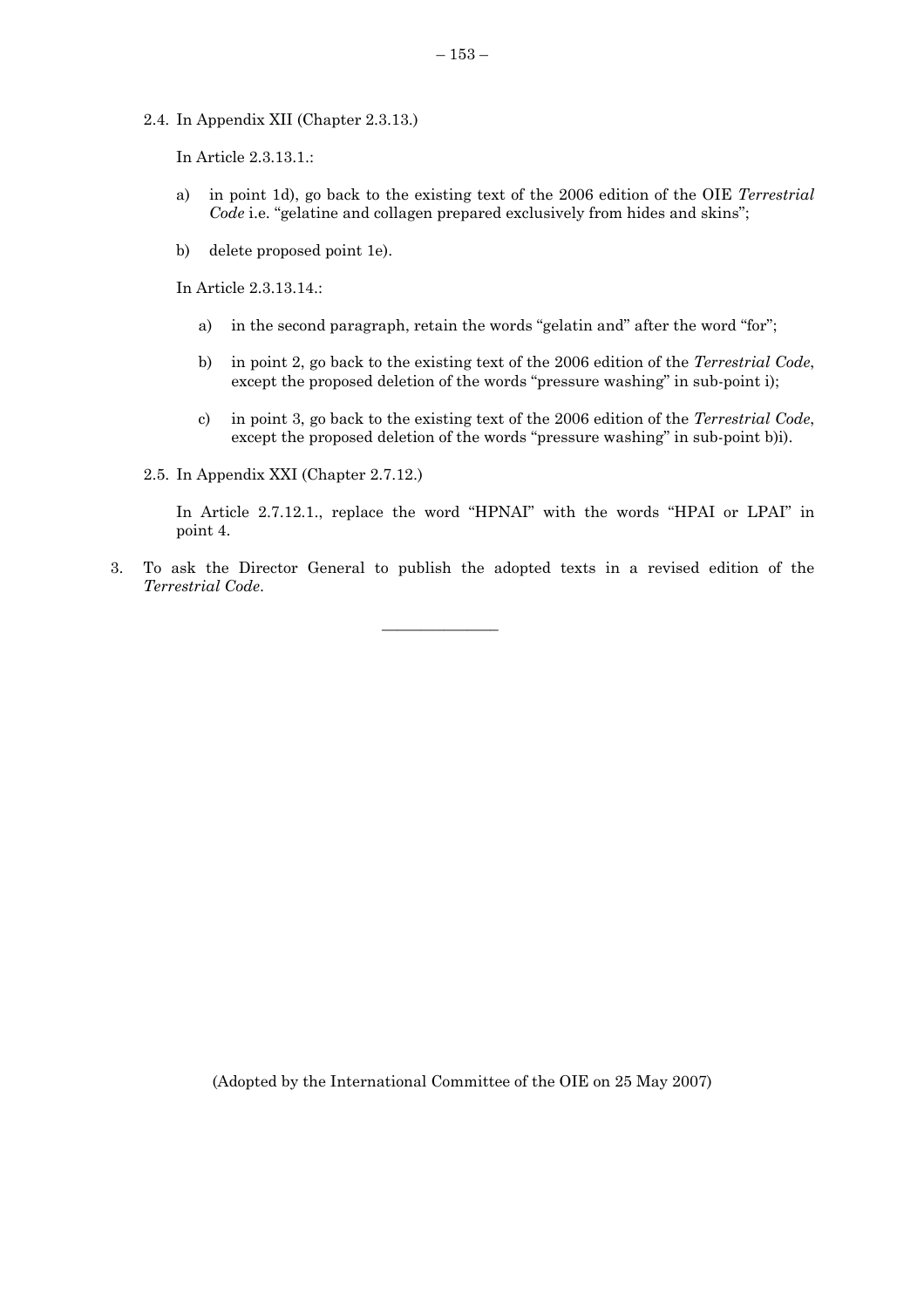2.4. In Appendix XII (Chapter 2.3.13.)

In Article 2.3.13.1.:

a) in point 1d), go back to the existing text of the 2006 edition of the OIE *Terrestrial Code* i.e. "gelatine and collagen prepared exclusively from hides and skins";

b) delete proposed point 1e).

In Article 2.3.13.14.:

a) in the second paragraph, retain the words "gelatin and" after the word "for";

b) in point 2, go back to the existing text of the 2006 edition of the *Terrestrial Code*, except the proposed deletion of the words "pressure washing" in sub-point i);

c) in point 3, go back to the existing text of the 2006 edition of the *Terrestrial Code*, except the proposed deletion of the words "pressure washing" in sub-point b)i).

2.5. In Appendix XXI (Chapter 2.7.12.)

In Article 2.7.12.1., replace the word "HPNAI" with the words "HPAI or LPAI" in point 4.

3. To ask the Director General to publish the adopted texts in a revised edition of the *Terrestrial Code*.

---

(Adopted by the International Committee of the OIE on 25 May 2007)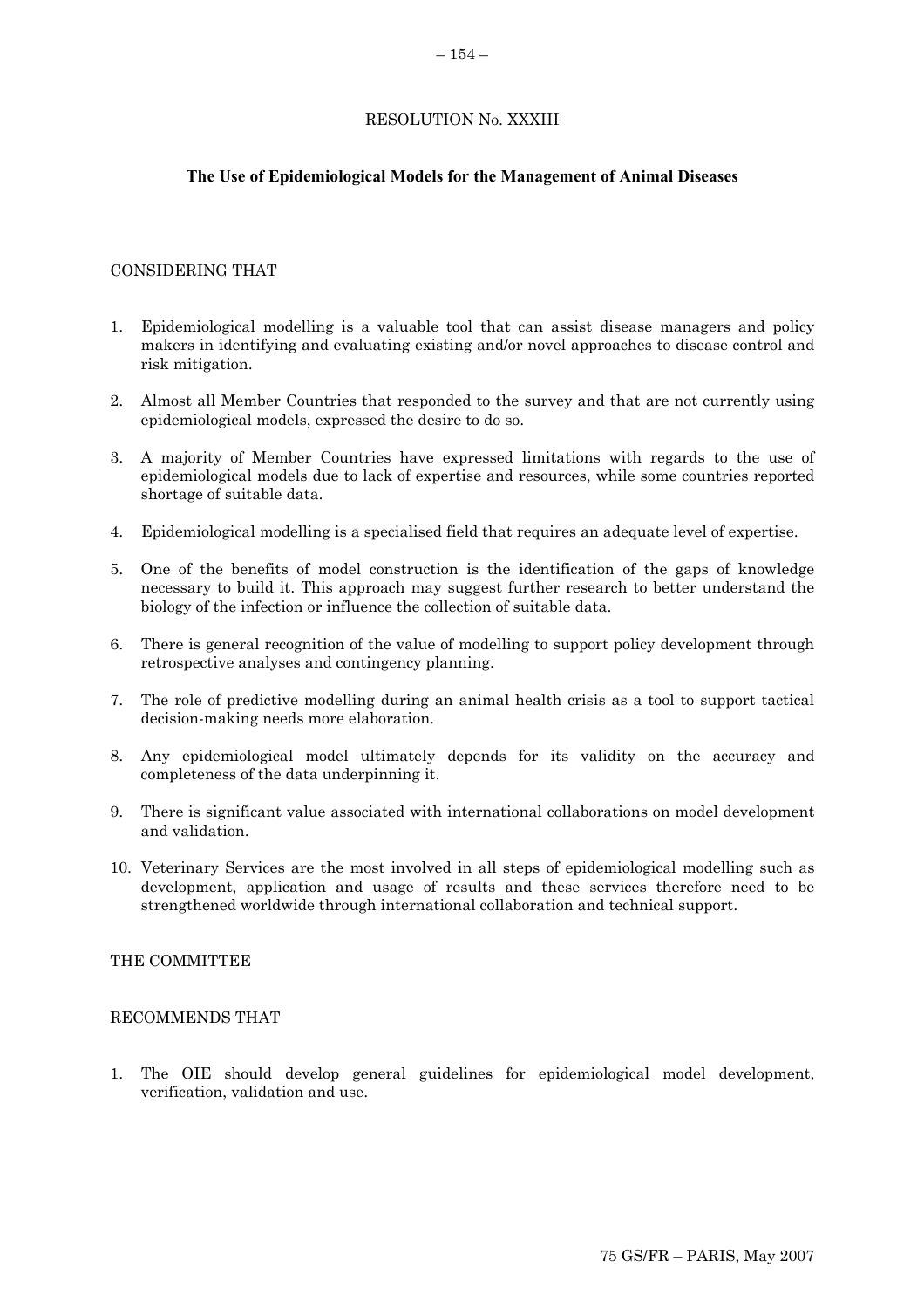RESOLUTION No. XXXIII

**The Use of Epidemiological Models for the Management of Animal Diseases**

CONSIDERING THAT

1. Epidemiological modelling is a valuable tool that can assist disease managers and policy makers in identifying and evaluating existing and/or novel approaches to disease control and risk mitigation.

2. Almost all Member Countries that responded to the survey and that are not currently using epidemiological models, expressed the desire to do so.

3. A majority of Member Countries have expressed limitations with regards to the use of epidemiological models due to lack of expertise and resources, while some countries reported shortage of suitable data.

4. Epidemiological modelling is a specialised field that requires an adequate level of expertise.

5. One of the benefits of model construction is the identification of the gaps of knowledge necessary to build it. This approach may suggest further research to better understand the biology of the infection or influence the collection of suitable data.

6. There is general recognition of the value of modelling to support policy development through retrospective analyses and contingency planning.

7. The role of predictive modelling during an animal health crisis as a tool to support tactical decision-making needs more elaboration.

8. Any epidemiological model ultimately depends for its validity on the accuracy and completeness of the data underpinning it.

9. There is significant value associated with international collaborations on model development and validation.

10. Veterinary Services are the most involved in all steps of epidemiological modelling such as development, application and usage of results and these services therefore need to be strengthened worldwide through international collaboration and technical support.

THE COMMITTEE

RECOMMENDS THAT

1. The OIE should develop general guidelines for epidemiological model development, verification, validation and use.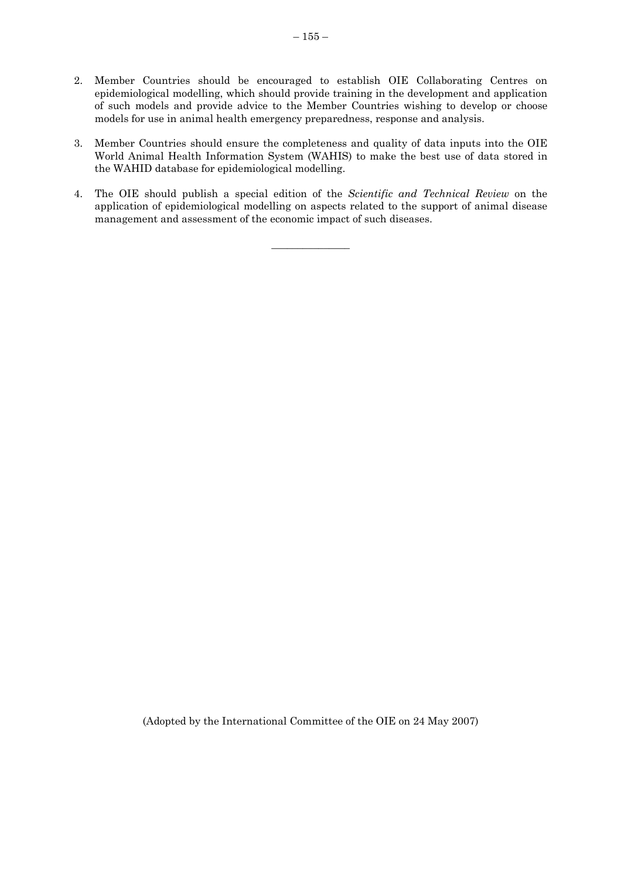2. Member Countries should be encouraged to establish OIE Collaborating Centres on epidemiological modelling, which should provide training in the development and application of such models and provide advice to the Member Countries wishing to develop or choose models for use in animal health emergency preparedness, response and analysis.

3. Member Countries should ensure the completeness and quality of data inputs into the OIE World Animal Health Information System (WAHIS) to make the best use of data stored in the WAHID database for epidemiological modelling.

4. The OIE should publish a special edition of the *Scientific and Technical Review* on the application of epidemiological modelling on aspects related to the support of animal disease management and assessment of the economic impact of such diseases.

---

(Adopted by the International Committee of the OIE on 24 May 2007)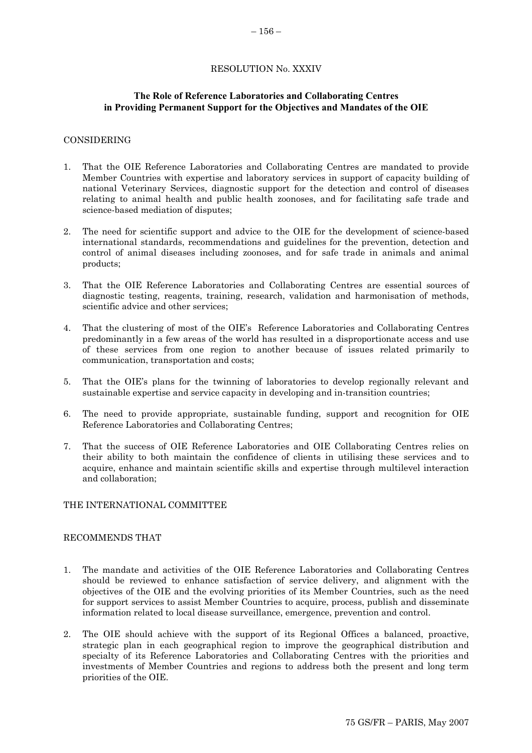RESOLUTION No. XXXIV

## The Role of Reference Laboratories and Collaborating Centres in Providing Permanent Support for the Objectives and Mandates of the OIE

CONSIDERING

1. That the OIE Reference Laboratories and Collaborating Centres are mandated to provide Member Countries with expertise and laboratory services in support of capacity building of national Veterinary Services, diagnostic support for the detection and control of diseases relating to animal health and public health zoonoses, and for facilitating safe trade and science-based mediation of disputes;

2. The need for scientific support and advice to the OIE for the development of science-based international standards, recommendations and guidelines for the prevention, detection and control of animal diseases including zoonoses, and for safe trade in animals and animal products;

3. That the OIE Reference Laboratories and Collaborating Centres are essential sources of diagnostic testing, reagents, training, research, validation and harmonisation of methods, scientific advice and other services;

4. That the clustering of most of the OIE's Reference Laboratories and Collaborating Centres predominantly in a few areas of the world has resulted in a disproportionate access and use of these services from one region to another because of issues related primarily to communication, transportation and costs;

5. That the OIE's plans for the twinning of laboratories to develop regionally relevant and sustainable expertise and service capacity in developing and in-transition countries;

6. The need to provide appropriate, sustainable funding, support and recognition for OIE Reference Laboratories and Collaborating Centres;

7. That the success of OIE Reference Laboratories and OIE Collaborating Centres relies on their ability to both maintain the confidence of clients in utilising these services and to acquire, enhance and maintain scientific skills and expertise through multilevel interaction and collaboration;

THE INTERNATIONAL COMMITTEE

RECOMMENDS THAT

1. The mandate and activities of the OIE Reference Laboratories and Collaborating Centres should be reviewed to enhance satisfaction of service delivery, and alignment with the objectives of the OIE and the evolving priorities of its Member Countries, such as the need for support services to assist Member Countries to acquire, process, publish and disseminate information related to local disease surveillance, emergence, prevention and control.

2. The OIE should achieve with the support of its Regional Offices a balanced, proactive, strategic plan in each geographical region to improve the geographical distribution and specialty of its Reference Laboratories and Collaborating Centres with the priorities and investments of Member Countries and regions to address both the present and long term priorities of the OIE.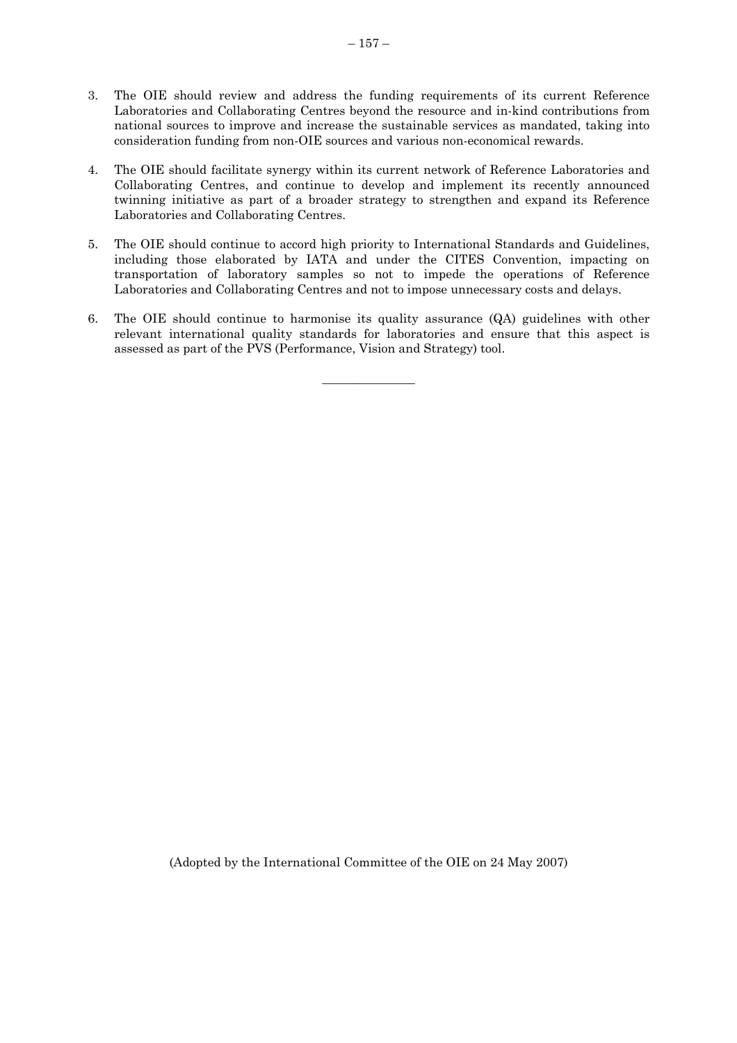3. The OIE should review and address the funding requirements of its current Reference Laboratories and Collaborating Centres beyond the resource and in-kind contributions from national sources to improve and increase the sustainable services as mandated, taking into consideration funding from non-OIE sources and various non-economical rewards.

4. The OIE should facilitate synergy within its current network of Reference Laboratories and Collaborating Centres, and continue to develop and implement its recently announced twinning initiative as part of a broader strategy to strengthen and expand its Reference Laboratories and Collaborating Centres.

5. The OIE should continue to accord high priority to International Standards and Guidelines, including those elaborated by IATA and under the CITES Convention, impacting on transportation of laboratory samples so not to impede the operations of Reference Laboratories and Collaborating Centres and not to impose unnecessary costs and delays.

6. The OIE should continue to harmonise its quality assurance (QA) guidelines with other relevant international quality standards for laboratories and ensure that this aspect is assessed as part of the PVS (Performance, Vision and Strategy) tool.

---

(Adopted by the International Committee of the OIE on 24 May 2007)